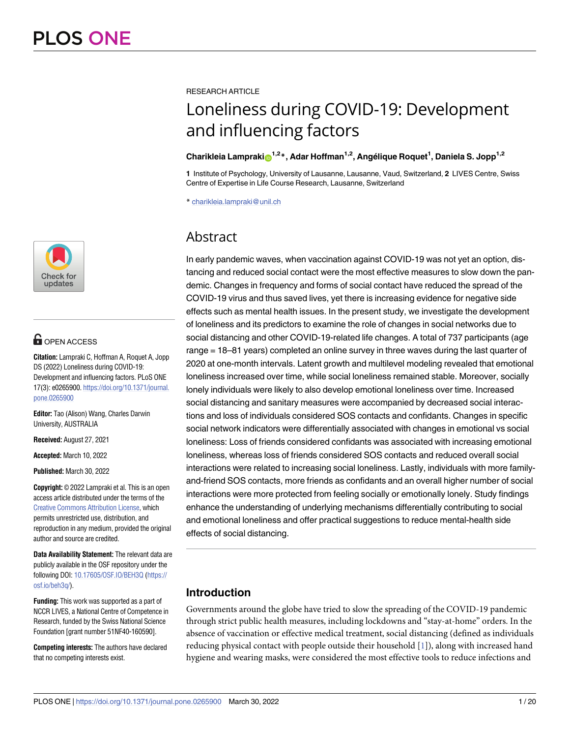RESEARCH ARTICLE

# Loneliness during COVID-19: Development and influencing factors

**Charikleia Lampraki[1,2]*, Adar Hoffman[1,2], Angélique Roquet[1], Daniela S. Jopp[1,2]**

**1** Institute of Psychology, University of Lausanne, Lausanne, Vaud, Switzerland, **2** LIVES Centre, Swiss Centre of Expertise in Life Course Research, Lausanne, Switzerland

* charikleia.lampraki@unil.ch

OPEN ACCESS

**Citation:** Lampraki C, Hoffman A, Roquet A, Jopp DS (2022) Loneliness during COVID-19: Development and influencing factors. PLoS ONE 17(3): e0265900. https://doi.org/10.1371/journal.pone.0265900

**Editor:** Tao (Alison) Wang, Charles Darwin University, AUSTRALIA

**Received:** August 27, 2021

**Accepted:** March 10, 2022

**Published:** March 30, 2022

**Copyright:** © 2022 Lampraki et al. This is an open access article distributed under the terms of the Creative Commons Attribution License, which permits unrestricted use, distribution, and reproduction in any medium, provided the original author and source are credited.

**Data Availability Statement:** The relevant data are publicly available in the OSF repository under the following DOI: 10.17605/OSF.IO/BEH3Q (https://osf.io/beh3q/).

**Funding:** This work was supported as a part of NCCR LIVES, a National Centre of Competence in Research, funded by the Swiss National Science Foundation [grant number 51NF40-160590].

**Competing interests:** The authors have declared that no competing interests exist.

## Abstract

In early pandemic waves, when vaccination against COVID-19 was not yet an option, distancing and reduced social contact were the most effective measures to slow down the pandemic. Changes in frequency and forms of social contact have reduced the spread of the COVID-19 virus and thus saved lives, yet there is increasing evidence for negative side effects such as mental health issues. In the present study, we investigate the development of loneliness and its predictors to examine the role of changes in social networks due to social distancing and other COVID-19-related life changes. A total of 737 participants (age range = 18–81 years) completed an online survey in three waves during the last quarter of 2020 at one-month intervals. Latent growth and multilevel modeling revealed that emotional loneliness increased over time, while social loneliness remained stable. Moreover, socially lonely individuals were likely to also develop emotional loneliness over time. Increased social distancing and sanitary measures were accompanied by decreased social interactions and loss of individuals considered SOS contacts and confidants. Changes in specific social network indicators were differentially associated with changes in emotional vs social loneliness: Loss of friends considered confidants was associated with increasing emotional loneliness, whereas loss of friends considered SOS contacts and reduced overall social interactions were related to increasing social loneliness. Lastly, individuals with more family-and-friend SOS contacts, more friends as confidants and an overall higher number of social interactions were more protected from feeling socially or emotionally lonely. Study findings enhance the understanding of underlying mechanisms differentially contributing to social and emotional loneliness and offer practical suggestions to reduce mental-health side effects of social distancing.

## Introduction

Governments around the globe have tried to slow the spreading of the COVID-19 pandemic through strict public health measures, including lockdowns and "stay-at-home" orders. In the absence of vaccination or effective medical treatment, social distancing (defined as individuals reducing physical contact with people outside their household [1]), along with increased hand hygiene and wearing masks, were considered the most effective tools to reduce infections and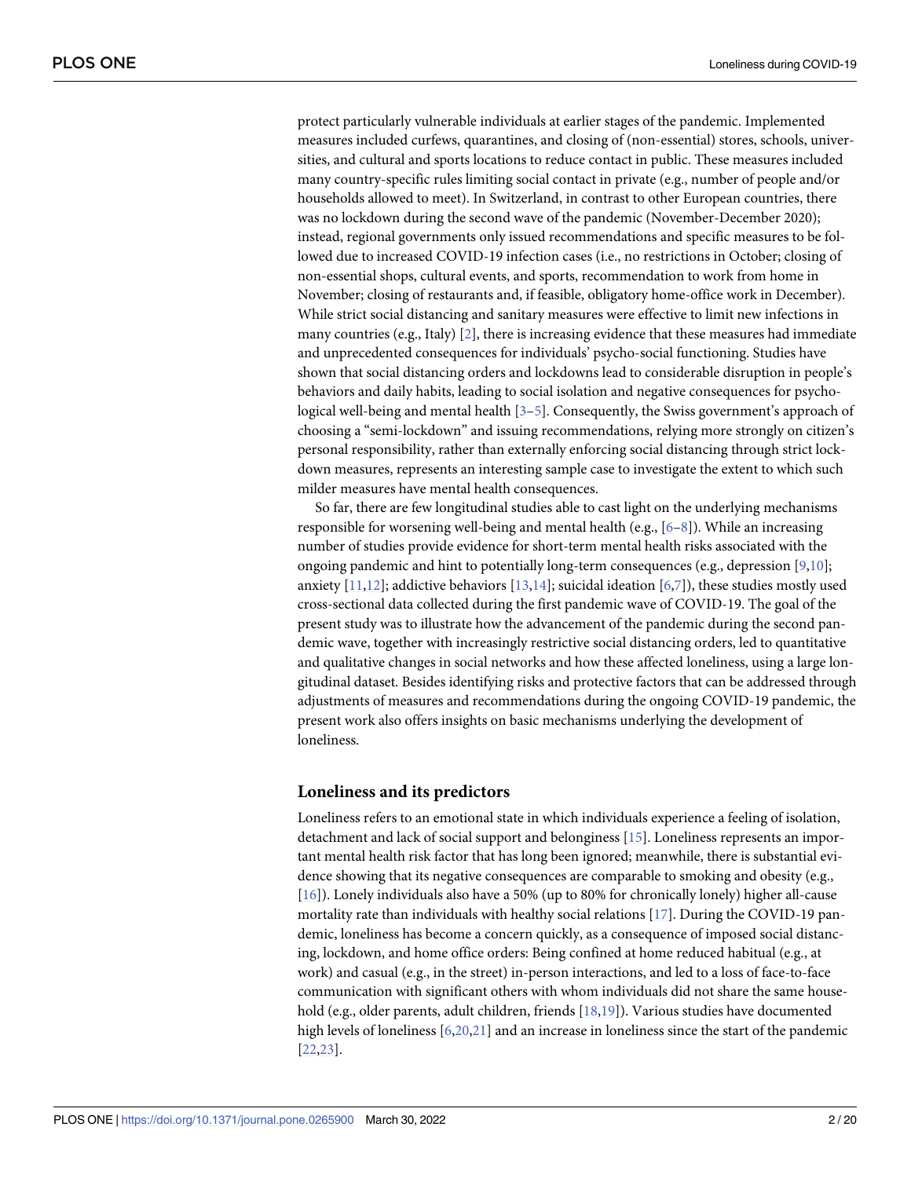protect particularly vulnerable individuals at earlier stages of the pandemic. Implemented measures included curfews, quarantines, and closing of (non-essential) stores, schools, universities, and cultural and sports locations to reduce contact in public. These measures included many country-specific rules limiting social contact in private (e.g., number of people and/or households allowed to meet). In Switzerland, in contrast to other European countries, there was no lockdown during the second wave of the pandemic (November-December 2020); instead, regional governments only issued recommendations and specific measures to be followed due to increased COVID-19 infection cases (i.e., no restrictions in October; closing of non-essential shops, cultural events, and sports, recommendation to work from home in November; closing of restaurants and, if feasible, obligatory home-office work in December). While strict social distancing and sanitary measures were effective to limit new infections in many countries (e.g., Italy) [2], there is increasing evidence that these measures had immediate and unprecedented consequences for individuals' psycho-social functioning. Studies have shown that social distancing orders and lockdowns lead to considerable disruption in people's behaviors and daily habits, leading to social isolation and negative consequences for psychological well-being and mental health [3–5]. Consequently, the Swiss government's approach of choosing a "semi-lockdown" and issuing recommendations, relying more strongly on citizen's personal responsibility, rather than externally enforcing social distancing through strict lockdown measures, represents an interesting sample case to investigate the extent to which such milder measures have mental health consequences.

So far, there are few longitudinal studies able to cast light on the underlying mechanisms responsible for worsening well-being and mental health (e.g., [6–8]). While an increasing number of studies provide evidence for short-term mental health risks associated with the ongoing pandemic and hint to potentially long-term consequences (e.g., depression [9,10]; anxiety [11,12]; addictive behaviors [13,14]; suicidal ideation [6,7]), these studies mostly used cross-sectional data collected during the first pandemic wave of COVID-19. The goal of the present study was to illustrate how the advancement of the pandemic during the second pandemic wave, together with increasingly restrictive social distancing orders, led to quantitative and qualitative changes in social networks and how these affected loneliness, using a large longitudinal dataset. Besides identifying risks and protective factors that can be addressed through adjustments of measures and recommendations during the ongoing COVID-19 pandemic, the present work also offers insights on basic mechanisms underlying the development of loneliness.

## Loneliness and its predictors

Loneliness refers to an emotional state in which individuals experience a feeling of isolation, detachment and lack of social support and belongingness [15]. Loneliness represents an important mental health risk factor that has long been ignored; meanwhile, there is substantial evidence showing that its negative consequences are comparable to smoking and obesity (e.g., [16]). Lonely individuals also have a 50% (up to 80% for chronically lonely) higher all-cause mortality rate than individuals with healthy social relations [17]. During the COVID-19 pandemic, loneliness has become a concern quickly, as a consequence of imposed social distancing, lockdown, and home office orders: Being confined at home reduced habitual (e.g., at work) and casual (e.g., in the street) in-person interactions, and led to a loss of face-to-face communication with significant others with whom individuals did not share the same household (e.g., older parents, adult children, friends [18,19]). Various studies have documented high levels of loneliness [6,20,21] and an increase in loneliness since the start of the pandemic [22,23].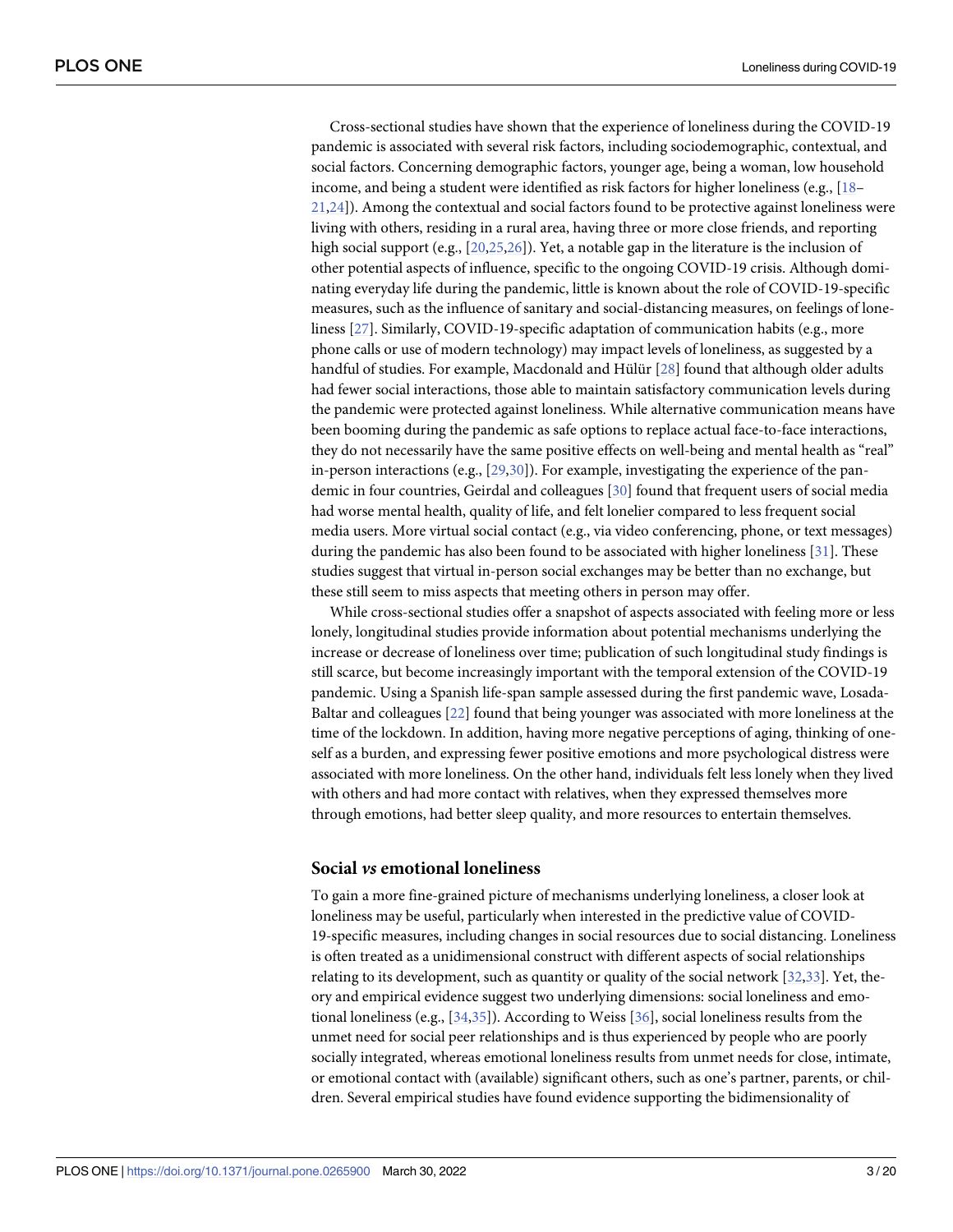Cross-sectional studies have shown that the experience of loneliness during the COVID-19 pandemic is associated with several risk factors, including sociodemographic, contextual, and social factors. Concerning demographic factors, younger age, being a woman, low household income, and being a student were identified as risk factors for higher loneliness (e.g., [18–21,24]). Among the contextual and social factors found to be protective against loneliness were living with others, residing in a rural area, having three or more close friends, and reporting high social support (e.g., [20,25,26]). Yet, a notable gap in the literature is the inclusion of other potential aspects of influence, specific to the ongoing COVID-19 crisis. Although dominating everyday life during the pandemic, little is known about the role of COVID-19-specific measures, such as the influence of sanitary and social-distancing measures, on feelings of loneliness [27]. Similarly, COVID-19-specific adaptation of communication habits (e.g., more phone calls or use of modern technology) may impact levels of loneliness, as suggested by a handful of studies. For example, Macdonald and Hülür [28] found that although older adults had fewer social interactions, those able to maintain satisfactory communication levels during the pandemic were protected against loneliness. While alternative communication means have been booming during the pandemic as safe options to replace actual face-to-face interactions, they do not necessarily have the same positive effects on well-being and mental health as "real" in-person interactions (e.g., [29,30]). For example, investigating the experience of the pandemic in four countries, Geirdal and colleagues [30] found that frequent users of social media had worse mental health, quality of life, and felt lonelier compared to less frequent social media users. More virtual social contact (e.g., via video conferencing, phone, or text messages) during the pandemic has also been found to be associated with higher loneliness [31]. These studies suggest that virtual in-person social exchanges may be better than no exchange, but these still seem to miss aspects that meeting others in person may offer.

While cross-sectional studies offer a snapshot of aspects associated with feeling more or less lonely, longitudinal studies provide information about potential mechanisms underlying the increase or decrease of loneliness over time; publication of such longitudinal study findings is still scarce, but become increasingly important with the temporal extension of the COVID-19 pandemic. Using a Spanish life-span sample assessed during the first pandemic wave, Losada-Baltar and colleagues [22] found that being younger was associated with more loneliness at the time of the lockdown. In addition, having more negative perceptions of aging, thinking of oneself as a burden, and expressing fewer positive emotions and more psychological distress were associated with more loneliness. On the other hand, individuals felt less lonely when they lived with others and had more contact with relatives, when they expressed themselves more through emotions, had better sleep quality, and more resources to entertain themselves.

## Social *vs* emotional loneliness

To gain a more fine-grained picture of mechanisms underlying loneliness, a closer look at loneliness may be useful, particularly when interested in the predictive value of COVID-19-specific measures, including changes in social resources due to social distancing. Loneliness is often treated as a unidimensional construct with different aspects of social relationships relating to its development, such as quantity or quality of the social network [32,33]. Yet, theory and empirical evidence suggest two underlying dimensions: social loneliness and emotional loneliness (e.g., [34,35]). According to Weiss [36], social loneliness results from the unmet need for social peer relationships and is thus experienced by people who are poorly socially integrated, whereas emotional loneliness results from unmet needs for close, intimate, or emotional contact with (available) significant others, such as one's partner, parents, or children. Several empirical studies have found evidence supporting the bidimensionality of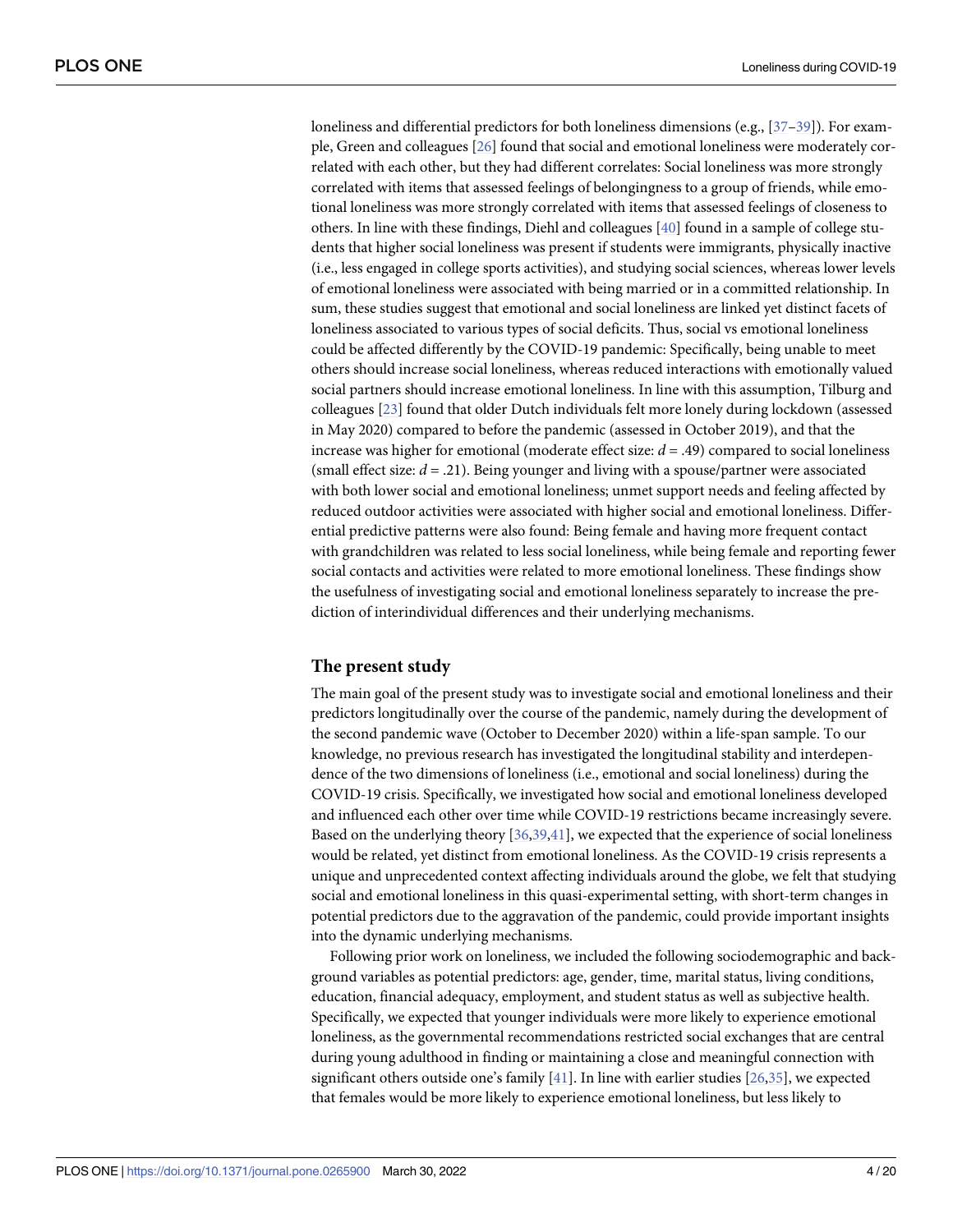loneliness and differential predictors for both loneliness dimensions (e.g., [37–39]). For example, Green and colleagues [26] found that social and emotional loneliness were moderately correlated with each other, but they had different correlates: Social loneliness was more strongly correlated with items that assessed feelings of belongingness to a group of friends, while emotional loneliness was more strongly correlated with items that assessed feelings of closeness to others. In line with these findings, Diehl and colleagues [40] found in a sample of college students that higher social loneliness was present if students were immigrants, physically inactive (i.e., less engaged in college sports activities), and studying social sciences, whereas lower levels of emotional loneliness were associated with being married or in a committed relationship. In sum, these studies suggest that emotional and social loneliness are linked yet distinct facets of loneliness associated to various types of social deficits. Thus, social vs emotional loneliness could be affected differently by the COVID-19 pandemic: Specifically, being unable to meet others should increase social loneliness, whereas reduced interactions with emotionally valued social partners should increase emotional loneliness. In line with this assumption, Tilburg and colleagues [23] found that older Dutch individuals felt more lonely during lockdown (assessed in May 2020) compared to before the pandemic (assessed in October 2019), and that the increase was higher for emotional (moderate effect size: $d = .49$) compared to social loneliness (small effect size: $d = .21$). Being younger and living with a spouse/partner were associated with both lower social and emotional loneliness; unmet support needs and feeling affected by reduced outdoor activities were associated with higher social and emotional loneliness. Differential predictive patterns were also found: Being female and having more frequent contact with grandchildren was related to less social loneliness, while being female and reporting fewer social contacts and activities were related to more emotional loneliness. These findings show the usefulness of investigating social and emotional loneliness separately to increase the prediction of interindividual differences and their underlying mechanisms.

## The present study

The main goal of the present study was to investigate social and emotional loneliness and their predictors longitudinally over the course of the pandemic, namely during the development of the second pandemic wave (October to December 2020) within a life-span sample. To our knowledge, no previous research has investigated the longitudinal stability and interdependence of the two dimensions of loneliness (i.e., emotional and social loneliness) during the COVID-19 crisis. Specifically, we investigated how social and emotional loneliness developed and influenced each other over time while COVID-19 restrictions became increasingly severe. Based on the underlying theory [36,39,41], we expected that the experience of social loneliness would be related, yet distinct from emotional loneliness. As the COVID-19 crisis represents a unique and unprecedented context affecting individuals around the globe, we felt that studying social and emotional loneliness in this quasi-experimental setting, with short-term changes in potential predictors due to the aggravation of the pandemic, could provide important insights into the dynamic underlying mechanisms.

Following prior work on loneliness, we included the following sociodemographic and background variables as potential predictors: age, gender, time, marital status, living conditions, education, financial adequacy, employment, and student status as well as subjective health. Specifically, we expected that younger individuals were more likely to experience emotional loneliness, as the governmental recommendations restricted social exchanges that are central during young adulthood in finding or maintaining a close and meaningful connection with significant others outside one's family [41]. In line with earlier studies [26,35], we expected that females would be more likely to experience emotional loneliness, but less likely to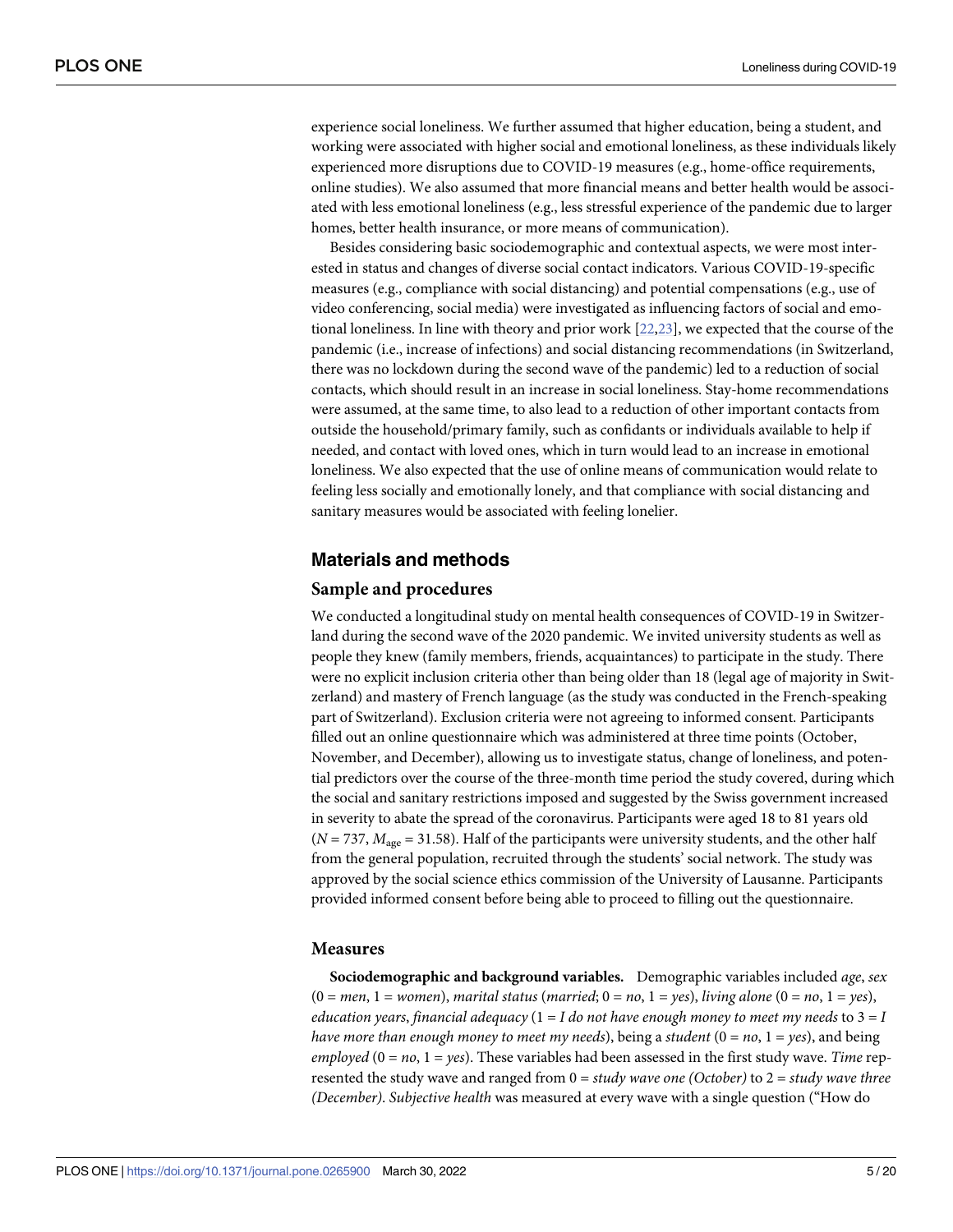experience social loneliness. We further assumed that higher education, being a student, and working were associated with higher social and emotional loneliness, as these individuals likely experienced more disruptions due to COVID-19 measures (e.g., home-office requirements, online studies). We also assumed that more financial means and better health would be associated with less emotional loneliness (e.g., less stressful experience of the pandemic due to larger homes, better health insurance, or more means of communication).

Besides considering basic sociodemographic and contextual aspects, we were most interested in status and changes of diverse social contact indicators. Various COVID-19-specific measures (e.g., compliance with social distancing) and potential compensations (e.g., use of video conferencing, social media) were investigated as influencing factors of social and emotional loneliness. In line with theory and prior work [22,23], we expected that the course of the pandemic (i.e., increase of infections) and social distancing recommendations (in Switzerland, there was no lockdown during the second wave of the pandemic) led to a reduction of social contacts, which should result in an increase in social loneliness. Stay-home recommendations were assumed, at the same time, to also lead to a reduction of other important contacts from outside the household/primary family, such as confidants or individuals available to help if needed, and contact with loved ones, which in turn would lead to an increase in emotional loneliness. We also expected that the use of online means of communication would relate to feeling less socially and emotionally lonely, and that compliance with social distancing and sanitary measures would be associated with feeling lonelier.

## Materials and methods

### Sample and procedures

We conducted a longitudinal study on mental health consequences of COVID-19 in Switzerland during the second wave of the 2020 pandemic. We invited university students as well as people they knew (family members, friends, acquaintances) to participate in the study. There were no explicit inclusion criteria other than being older than 18 (legal age of majority in Switzerland) and mastery of French language (as the study was conducted in the French-speaking part of Switzerland). Exclusion criteria were not agreeing to informed consent. Participants filled out an online questionnaire which was administered at three time points (October, November, and December), allowing us to investigate status, change of loneliness, and potential predictors over the course of the three-month time period the study covered, during which the social and sanitary restrictions imposed and suggested by the Swiss government increased in severity to abate the spread of the coronavirus. Participants were aged 18 to 81 years old ($N = 737$, $M_{age} = 31.58$). Half of the participants were university students, and the other half from the general population, recruited through the students' social network. The study was approved by the social science ethics commission of the University of Lausanne. Participants provided informed consent before being able to proceed to filling out the questionnaire.

### Measures

**Sociodemographic and background variables.** Demographic variables included *age*, *sex* (0 = *men*, 1 = *women*), *marital status* (*married*; 0 = *no*, 1 = *yes*), *living alone* (0 = *no*, 1 = *yes*), *education years*, *financial adequacy* (1 = *I do not have enough money to meet my needs* to 3 = *I have more than enough money to meet my needs*), being a *student* (0 = *no*, 1 = *yes*), and being *employed* (0 = *no*, 1 = *yes*). These variables had been assessed in the first study wave. *Time* represented the study wave and ranged from 0 = *study wave one (October)* to 2 = *study wave three (December)*. *Subjective health* was measured at every wave with a single question ("How do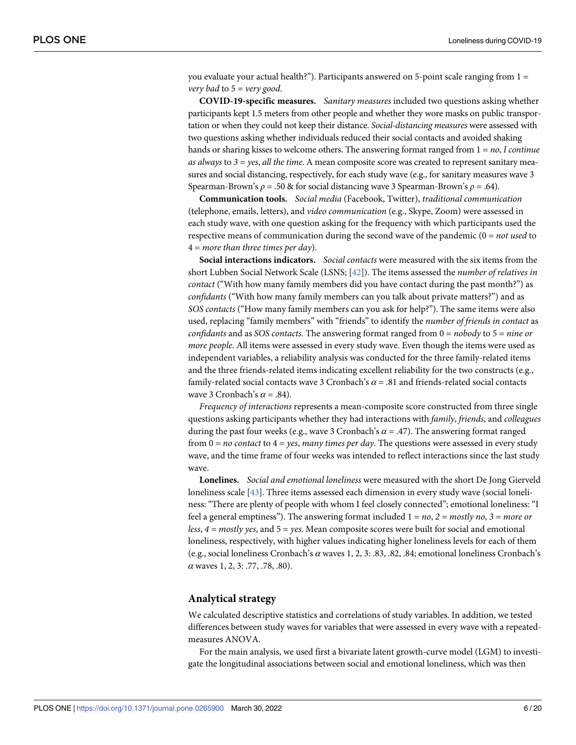you evaluate your actual health?"). Participants answered on 5-point scale ranging from 1 = *very bad* to 5 = *very good*.

**COVID-19-specific measures.** *Sanitary measures* included two questions asking whether participants kept 1.5 meters from other people and whether they wore masks on public transportation or when they could not keep their distance. *Social-distancing measures* were assessed with two questions asking whether individuals reduced their social contacts and avoided shaking hands or sharing kisses to welcome others. The answering format ranged from 1 = *no*, *I continue as always* to *3 = yes*, *all the time*. A mean composite score was created to represent sanitary measures and social distancing, respectively, for each study wave (e.g., for sanitary measures wave 3 Spearman-Brown's $\rho$ = .50 & for social distancing wave 3 Spearman-Brown's $\rho$ = .64).

**Communication tools.** *Social media* (Facebook, Twitter), *traditional communication* (telephone, emails, letters), and *video communication* (e.g., Skype, Zoom) were assessed in each study wave, with one question asking for the frequency with which participants used the respective means of communication during the second wave of the pandemic (0 = *not used* to 4 = *more than three times per day*).

**Social interactions indicators.** *Social contacts* were measured with the six items from the short Lubben Social Network Scale (LSNS; [42]). The items assessed the *number of relatives in contact* ("With how many family members did you have contact during the past month?") as *confidants* ("With how many family members can you talk about private matters?") and as *SOS contacts* ("How many family members can you ask for help?"). The same items were also used, replacing "family members" with "friends" to identify the *number of friends in contact* as *confidants* and as *SOS contacts*. The answering format ranged from 0 = *nobody* to 5 = *nine or more people*. All items were assessed in every study wave. Even though the items were used as independent variables, a reliability analysis was conducted for the three family-related items and the three friends-related items indicating excellent reliability for the two constructs (e.g., family-related social contacts wave 3 Cronbach's $\alpha$ = .81 and friends-related social contacts wave 3 Cronbach's $\alpha$ = .84).

*Frequency of interactions* represents a mean-composite score constructed from three single questions asking participants whether they had interactions with *family*, *friends*, and *colleagues* during the past four weeks (e.g., wave 3 Cronbach's $\alpha$ = .47). The answering format ranged from 0 = *no contact* to 4 = *yes*, *many times per day*. The questions were assessed in every study wave, and the time frame of four weeks was intended to reflect interactions since the last study wave.

**Lonelines.** *Social and emotional loneliness* were measured with the short De Jong Gierveld loneliness scale [43]. Three items assessed each dimension in every study wave (social loneliness: "There are plenty of people with whom I feel closely connected"; emotional loneliness: "I feel a general emptiness"). The answering format included 1 = *no*, *2 = mostly no*, *3 = more or less*, *4 = mostly yes*, and 5 = *yes*. Mean composite scores were built for social and emotional loneliness, respectively, with higher values indicating higher loneliness levels for each of them (e.g., social loneliness Cronbach's $\alpha$ waves 1, 2, 3: .83, .82, .84; emotional loneliness Cronbach's $\alpha$ waves 1, 2, 3: .77, .78, .80).

## Analytical strategy

We calculated descriptive statistics and correlations of study variables. In addition, we tested differences between study waves for variables that were assessed in every wave with a repeated-measures ANOVA.

For the main analysis, we used first a bivariate latent growth-curve model (LGM) to investigate the longitudinal associations between social and emotional loneliness, which was then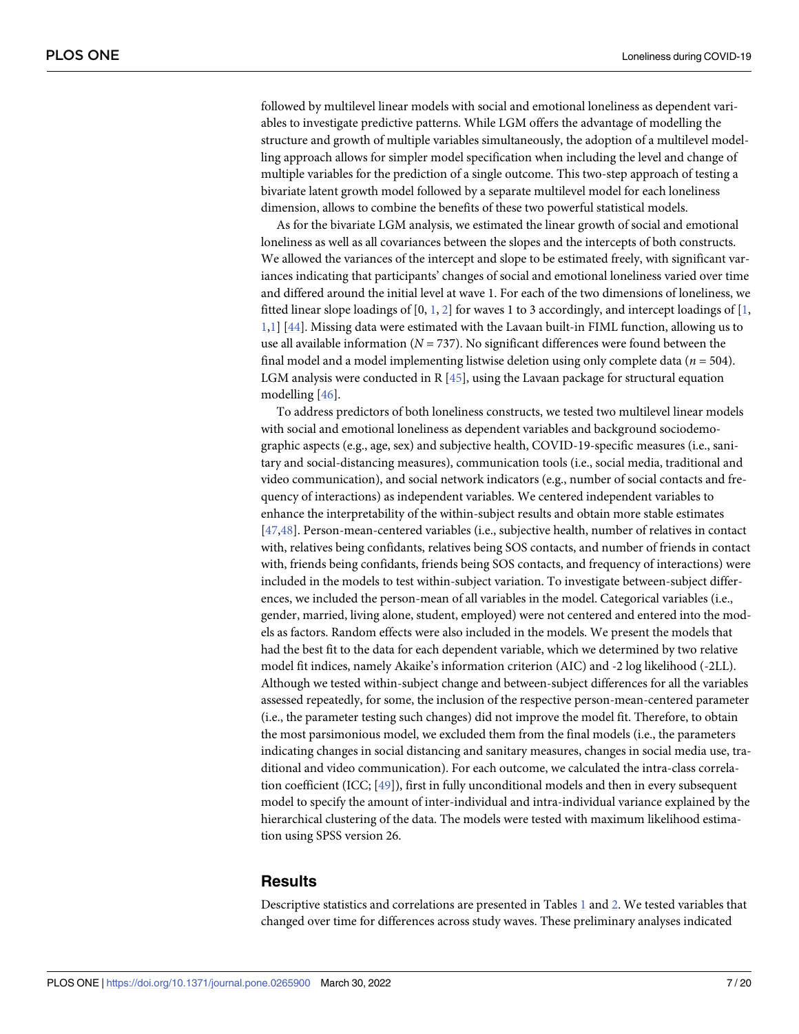followed by multilevel linear models with social and emotional loneliness as dependent variables to investigate predictive patterns. While LGM offers the advantage of modelling the structure and growth of multiple variables simultaneously, the adoption of a multilevel modelling approach allows for simpler model specification when including the level and change of multiple variables for the prediction of a single outcome. This two-step approach of testing a bivariate latent growth model followed by a separate multilevel model for each loneliness dimension, allows to combine the benefits of these two powerful statistical models.

As for the bivariate LGM analysis, we estimated the linear growth of social and emotional loneliness as well as all covariances between the slopes and the intercepts of both constructs. We allowed the variances of the intercept and slope to be estimated freely, with significant variances indicating that participants' changes of social and emotional loneliness varied over time and differed around the initial level at wave 1. For each of the two dimensions of loneliness, we fitted linear slope loadings of [0, 1, 2] for waves 1 to 3 accordingly, and intercept loadings of [1, 1,1] [44]. Missing data were estimated with the Lavaan built-in FIML function, allowing us to use all available information ($N = 737$). No significant differences were found between the final model and a model implementing listwise deletion using only complete data ($n = 504$). LGM analysis were conducted in R [45], using the Lavaan package for structural equation modelling [46].

To address predictors of both loneliness constructs, we tested two multilevel linear models with social and emotional loneliness as dependent variables and background sociodemographic aspects (e.g., age, sex) and subjective health, COVID-19-specific measures (i.e., sanitary and social-distancing measures), communication tools (i.e., social media, traditional and video communication), and social network indicators (e.g., number of social contacts and frequency of interactions) as independent variables. We centered independent variables to enhance the interpretability of the within-subject results and obtain more stable estimates [47,48]. Person-mean-centered variables (i.e., subjective health, number of relatives in contact with, relatives being confidants, relatives being SOS contacts, and number of friends in contact with, friends being confidants, friends being SOS contacts, and frequency of interactions) were included in the models to test within-subject variation. To investigate between-subject differences, we included the person-mean of all variables in the model. Categorical variables (i.e., gender, married, living alone, student, employed) were not centered and entered into the models as factors. Random effects were also included in the models. We present the models that had the best fit to the data for each dependent variable, which we determined by two relative model fit indices, namely Akaike's information criterion (AIC) and -2 log likelihood (-2LL). Although we tested within-subject change and between-subject differences for all the variables assessed repeatedly, for some, the inclusion of the respective person-mean-centered parameter (i.e., the parameter testing such changes) did not improve the model fit. Therefore, to obtain the most parsimonious model, we excluded them from the final models (i.e., the parameters indicating changes in social distancing and sanitary measures, changes in social media use, traditional and video communication). For each outcome, we calculated the intra-class correlation coefficient (ICC; [49]), first in fully unconditional models and then in every subsequent model to specify the amount of inter-individual and intra-individual variance explained by the hierarchical clustering of the data. The models were tested with maximum likelihood estimation using SPSS version 26.

## Results

Descriptive statistics and correlations are presented in Tables 1 and 2. We tested variables that changed over time for differences across study waves. These preliminary analyses indicated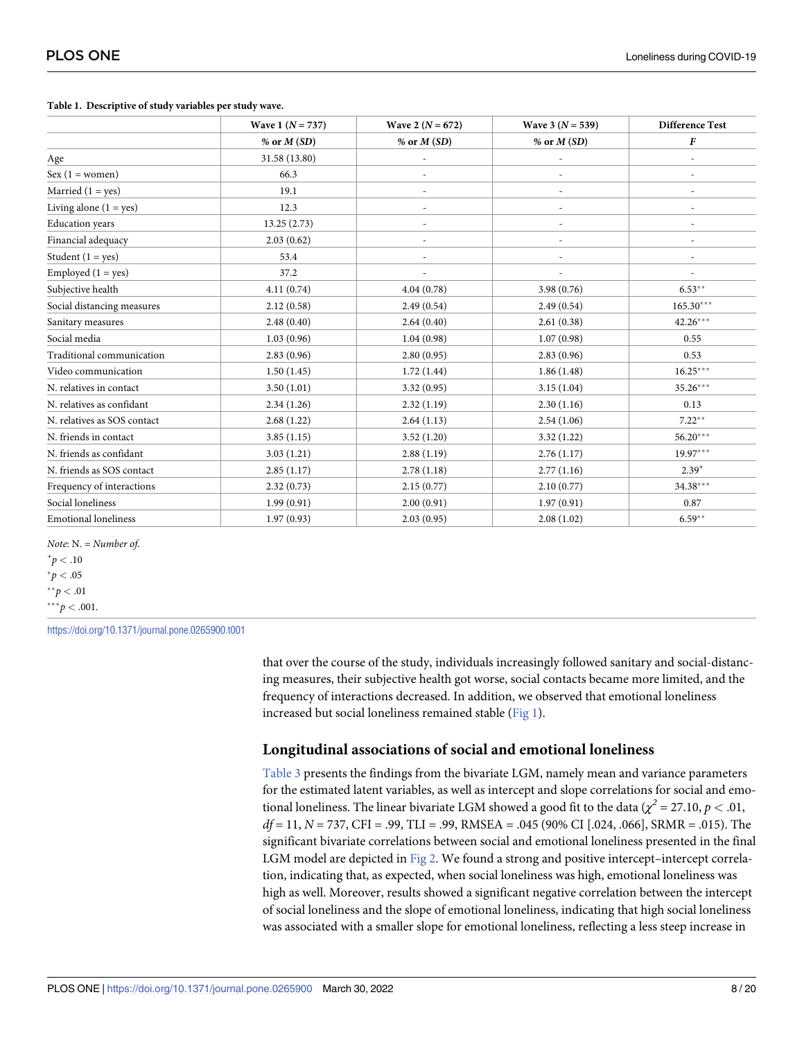**Table 1. Descriptive of study variables per study wave.**

| | Wave 1 ($N$ = 737) | Wave 2 ($N$ = 672) | Wave 3 ($N$ = 539) | Difference Test |
|---|---|---|---|---|
| | % or $M$ ($SD$) | % or $M$ ($SD$) | % or $M$ ($SD$) | $F$ |
| Age | 31.58 (13.80) | - | - | - |
| Sex (1 = women) | 66.3 | - | - | - |
| Married (1 = yes) | 19.1 | - | - | - |
| Living alone (1 = yes) | 12.3 | - | - | - |
| Education years | 13.25 (2.73) | - | - | - |
| Financial adequacy | 2.03 (0.62) | - | - | - |
| Student (1 = yes) | 53.4 | - | - | - |
| Employed (1 = yes) | 37.2 | - | - | - |
| Subjective health | 4.11 (0.74) | 4.04 (0.78) | 3.98 (0.76) | 6.53** |
| Social distancing measures | 2.12 (0.58) | 2.49 (0.54) | 2.49 (0.54) | 165.30*** |
| Sanitary measures | 2.48 (0.40) | 2.64 (0.40) | 2.61 (0.38) | 42.26*** |
| Social media | 1.03 (0.96) | 1.04 (0.98) | 1.07 (0.98) | 0.55 |
| Traditional communication | 2.83 (0.96) | 2.80 (0.95) | 2.83 (0.96) | 0.53 |
| Video communication | 1.50 (1.45) | 1.72 (1.44) | 1.86 (1.48) | 16.25*** |
| N. relatives in contact | 3.50 (1.01) | 3.32 (0.95) | 3.15 (1.04) | 35.26*** |
| N. relatives as confidant | 2.34 (1.26) | 2.32 (1.19) | 2.30 (1.16) | 0.13 |
| N. relatives as SOS contact | 2.68 (1.22) | 2.64 (1.13) | 2.54 (1.06) | 7.22** |
| N. friends in contact | 3.85 (1.15) | 3.52 (1.20) | 3.32 (1.22) | 56.20*** |
| N. friends as confidant | 3.03 (1.21) | 2.88 (1.19) | 2.76 (1.17) | 19.97*** |
| N. friends as SOS contact | 2.85 (1.17) | 2.78 (1.18) | 2.77 (1.16) | 2.39+ |
| Frequency of interactions | 2.32 (0.73) | 2.15 (0.77) | 2.10 (0.77) | 34.38*** |
| Social loneliness | 1.99 (0.91) | 2.00 (0.91) | 1.97 (0.91) | 0.87 |
| Emotional loneliness | 1.97 (0.93) | 2.03 (0.95) | 2.08 (1.02) | 6.59** |

*Note*: N. = *Number of.*

+$p < .10$

*$p < .05$

**$p < .01$

***$p < .001$.

https://doi.org/10.1371/journal.pone.0265900.t001

that over the course of the study, individuals increasingly followed sanitary and social-distancing measures, their subjective health got worse, social contacts became more limited, and the frequency of interactions decreased. In addition, we observed that emotional loneliness increased but social loneliness remained stable (Fig 1).

## Longitudinal associations of social and emotional loneliness

Table 3 presents the findings from the bivariate LGM, namely mean and variance parameters for the estimated latent variables, as well as intercept and slope correlations for social and emotional loneliness. The linear bivariate LGM showed a good fit to the data ($\chi^2 = 27.10$, $p < .01$, $df = 11$, $N = 737$, CFI = .99, TLI = .99, RMSEA = .045 (90% CI [.024, .066], SRMR = .015). The significant bivariate correlations between social and emotional loneliness presented in the final LGM model are depicted in Fig 2. We found a strong and positive intercept–intercept correlation, indicating that, as expected, when social loneliness was high, emotional loneliness was high as well. Moreover, results showed a significant negative correlation between the intercept of social loneliness and the slope of emotional loneliness, indicating that high social loneliness was associated with a smaller slope for emotional loneliness, reflecting a less steep increase in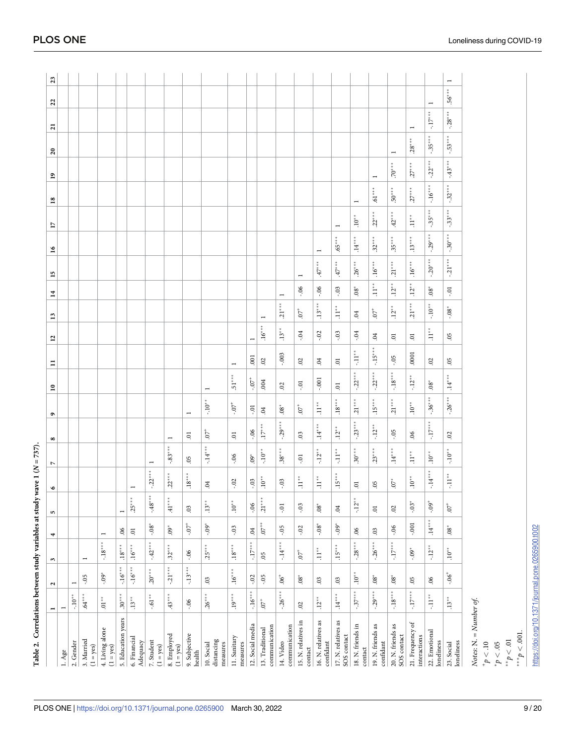**Table 2. Correlations between study variables at study wave 1 ($N = 737$).**

| | 1 | 2 | 3 | 4 | 5 | 6 | 7 | 8 | 9 | 10 | 11 | 12 | 13 | 14 | 15 | 16 | 17 | 18 | 19 | 20 | 21 | 22 | 23 |
|---|---|---|---|---|---|---|---|---|---|---|---|---|---|---|---|---|---|---|---|---|---|---|---|
| 1. Age | 1 | | | | | | | | | | | | | | | | | | | | | | |
| 2. Gender | -.10** | 1 | | | | | | | | | | | | | | | | | | | | | |
| 3. Married (1 = yes) | .64*** | -.05 | 1 | | | | | | | | | | | | | | | | | | | | |
| 4. Living alone (1 = yes) | .01** | -.09* | -.18*** | 1 | | | | | | | | | | | | | | | | | | | |
| 5. Education years | .30*** | -.16*** | .18*** | .06 | 1 | | | | | | | | | | | | | | | | | | |
| 6. Financial Adequacy | .13** | -.16*** | .16*** | .01 | .25*** | 1 | | | | | | | | | | | | | | | | | |
| 7. Student (1 = yes) | -.61** | .20** | -.42*** | -.08* | -.48*** | -.22*** | 1 | | | | | | | | | | | | | | | | |
| 8. Employed (1 = yes) | .43*** | -.21*** | .32*** | .09* | .41*** | .22*** | -.83*** | 1 | | | | | | | | | | | | | | | |
| 9. Subjective health | -.06 | -.13** | -.06 | -.07+ | .03 | .18*** | .05 | .01 | 1 | | | | | | | | | | | | | | |
| 10. Social distancing measures | .26*** | .03 | .25*** | -.09* | .13** | .04 | -.14*** | .07+ | -.10** | 1 | | | | | | | | | | | | | |
| 11. Sanitary measures | .19*** | .16*** | .18*** | -.03 | .10** | -.02 | -.06 | .01 | -.07+ | .51*** | 1 | | | | | | | | | | | | |
| 12. Social media | -.16*** | -.02 | -.17*** | .04 | -.06 | -.03 | .09* | -.06 | -.01 | -.07+ | .001 | 1 | | | | | | | | | | | |
| 13. Traditional communication | .07+ | -.05 | .05 | .07** | .21*** | .10** | -.10** | .17*** | .04 | .004 | .02 | .16** | 1 | | | | | | | | | | |
| 14. Video communication | -.26*** | .06+ | -.14*** | -.05 | -.01 | -.03 | .38*** | -.29*** | .08* | .02 | -.003 | .13** | .21*** | 1 | | | | | | | | | |
| 15. N. relatives in contact | .02 | .08* | .07+ | -.02 | -.03 | .11** | -.01 | .03 | .07+ | -.01 | .02 | -.04 | .07+ | -.06 | 1 | | | | | | | | |
| 16. N. relatives as confidant | .12** | .03 | .11** | -.08* | .08* | .11** | -.12** | .14*** | .11** | -.001 | .04 | -.02 | .13*** | -.06 | .47*** | 1 | | | | | | | |
| 17. N. relatives as SOS contact | .14*** | .03 | .15*** | -.09* | .04 | .15*** | -.11** | .12** | .18*** | .01 | .01 | -.03 | .11** | -.03 | .47*** | .65*** | 1 | | | | | | |
| 18. N. friends in contact | -.37*** | .10** | -.28*** | .06 | -.12** | .01 | .30*** | -.23*** | .21*** | -.22*** | -.11** | -.04 | .04 | .08* | .26*** | .14*** | .10** | 1 | | | | | |
| 19. N. friends as confidant | -.29*** | .08* | -.26*** | .03 | .01 | .05 | .23*** | -.12** | .15*** | -.22*** | -.15*** | .04 | .07+ | .11** | .16*** | .32*** | .22*** | .61*** | 1 | | | | |
| 20. N. friends as SOS contact | -.18*** | .08* | -.17*** | -.06 | .02 | .07* | .14*** | -.05 | .21*** | -.18*** | -.05 | .01 | .12** | .12** | .21*** | .35*** | .42*** | .50*** | .70*** | 1 | | | |
| 21. Frequency of interactions | -.17*** | .05 | -.09* | -.001 | -.03* | .10** | .11** | .06 | .10** | -.12** | .0001 | .01 | .21*** | .12** | .16*** | .13*** | .11** | .27*** | .27*** | .28*** | 1 | | |
| 22. Emotional loneliness | -.11** | .06 | -.12** | .14*** | -.09+ | -.14*** | .10** | -.17*** | -.36*** | .08* | .02 | .11** | -.10** | .08* | -.20*** | -.29*** | -.35*** | -.16*** | -.22*** | -.35*** | -.17*** | 1 | |
| 23. Social loneliness | .13** | -.06+ | .10** | .08* | .07+ | -.11** | -.10** | .02 | -.26*** | .14*** | .05 | .05 | -.08* | -.01 | -.21*** | -.30*** | -.33*** | -.32*** | -.43*** | -.53*** | -.28*** | .56*** | 1 |

*Notes*: N. = Number of.

$^{+}p < .10$

$^{*}p < .05$

$^{**}p < .01$

$^{***}p < .001$.

https://doi.org/10.1371/journal.pone.0265900.t002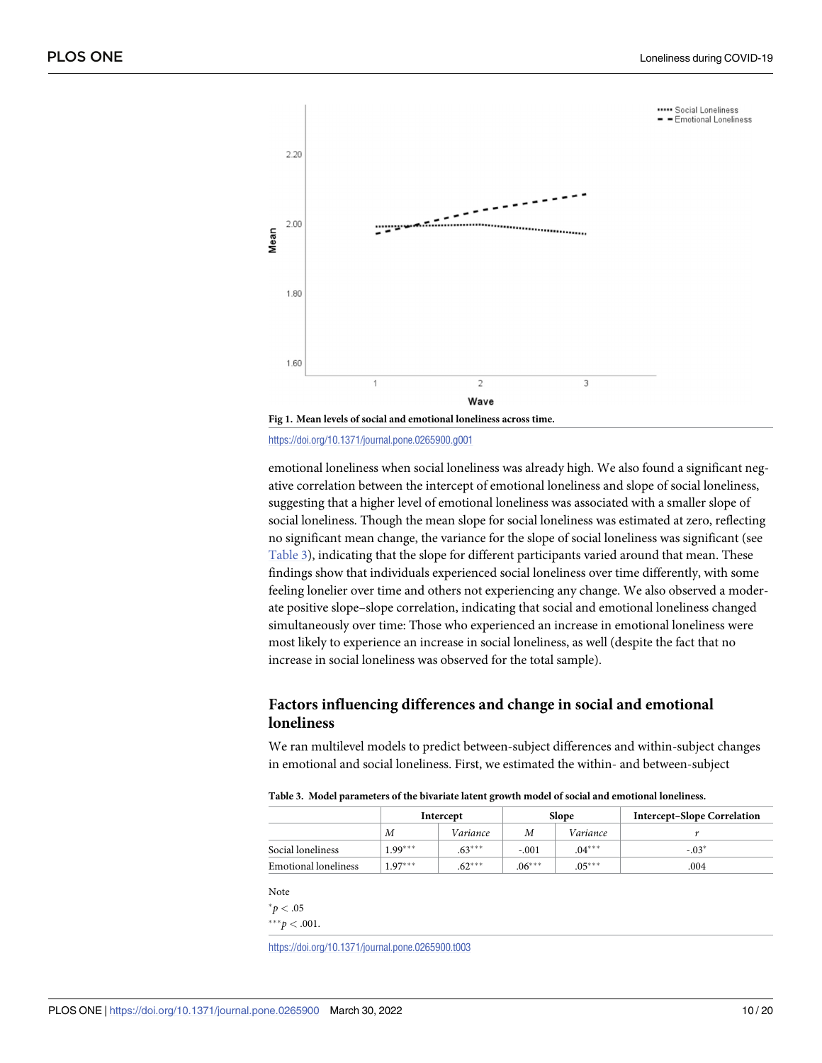Fig 1. Mean levels of social and emotional loneliness across time.

https://doi.org/10.1371/journal.pone.0265900.g001

emotional loneliness when social loneliness was already high. We also found a significant negative correlation between the intercept of emotional loneliness and slope of social loneliness, suggesting that a higher level of emotional loneliness was associated with a smaller slope of social loneliness. Though the mean slope for social loneliness was estimated at zero, reflecting no significant mean change, the variance for the slope of social loneliness was significant (see Table 3), indicating that the slope for different participants varied around that mean. These findings show that individuals experienced social loneliness over time differently, with some feeling lonelier over time and others not experiencing any change. We also observed a moderate positive slope–slope correlation, indicating that social and emotional loneliness changed simultaneously over time: Those who experienced an increase in emotional loneliness were most likely to experience an increase in social loneliness, as well (despite the fact that no increase in social loneliness was observed for the total sample).

## Factors influencing differences and change in social and emotional loneliness

We ran multilevel models to predict between-subject differences and within-subject changes in emotional and social loneliness. First, we estimated the within- and between-subject

**Table 3. Model parameters of the bivariate latent growth model of social and emotional loneliness.**

| | Intercept | | Slope | | Intercept–Slope Correlation |
|---|---|---|---|---|---|
| | *M* | *Variance* | *M* | *Variance* | *r* |
| Social loneliness | 1.99*** | .63*** | -.001 | .04*** | -.03* |
| Emotional loneliness | 1.97*** | .62*** | .06*** | .05*** | .004 |

Note

*$p < .05$

***$p < .001$.

https://doi.org/10.1371/journal.pone.0265900.t003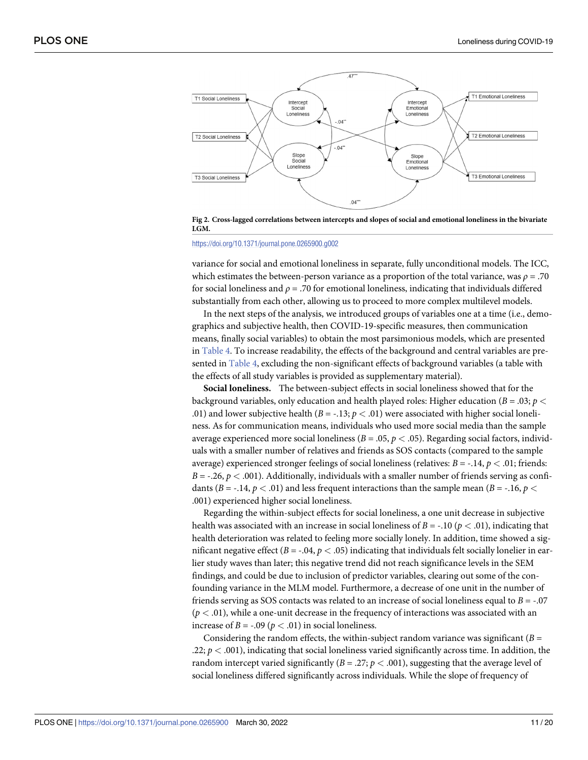**Fig 2. Cross-lagged correlations between intercepts and slopes of social and emotional loneliness in the bivariate LGM.**

https://doi.org/10.1371/journal.pone.0265900.g002

variance for social and emotional loneliness in separate, fully unconditional models. The ICC, which estimates the between-person variance as a proportion of the total variance, was $\rho = .70$ for social loneliness and $\rho = .70$ for emotional loneliness, indicating that individuals differed substantially from each other, allowing us to proceed to more complex multilevel models.

In the next steps of the analysis, we introduced groups of variables one at a time (i.e., demographics and subjective health, then COVID-19-specific measures, then communication means, finally social variables) to obtain the most parsimonious models, which are presented in Table 4. To increase readability, the effects of the background and central variables are presented in Table 4, excluding the non-significant effects of background variables (a table with the effects of all study variables is provided as supplementary material).

**Social loneliness.** The between-subject effects in social loneliness showed that for the background variables, only education and health played roles: Higher education ($B = .03$; $p < .01$) and lower subjective health ($B = -.13$; $p < .01$) were associated with higher social loneliness. As for communication means, individuals who used more social media than the sample average experienced more social loneliness ($B = .05$, $p < .05$). Regarding social factors, individuals with a smaller number of relatives and friends as SOS contacts (compared to the sample average) experienced stronger feelings of social loneliness (relatives: $B = -.14$, $p < .01$; friends: $B = -.26$, $p < .001$). Additionally, individuals with a smaller number of friends serving as confidants ($B = -.14$, $p < .01$) and less frequent interactions than the sample mean ($B = -.16$, $p < .001$) experienced higher social loneliness.

Regarding the within-subject effects for social loneliness, a one unit decrease in subjective health was associated with an increase in social loneliness of $B = -.10$ ($p < .01$), indicating that health deterioration was related to feeling more socially lonely. In addition, time showed a significant negative effect ($B = -.04$, $p < .05$) indicating that individuals felt socially lonelier in earlier study waves than later; this negative trend did not reach significance levels in the SEM findings, and could be due to inclusion of predictor variables, clearing out some of the confounding variance in the MLM model. Furthermore, a decrease of one unit in the number of friends serving as SOS contacts was related to an increase of social loneliness equal to $B = -.07$ ($p < .01$), while a one-unit decrease in the frequency of interactions was associated with an increase of $B = -.09$ ($p < .01$) in social loneliness.

Considering the random effects, the within-subject random variance was significant ($B = .22$; $p < .001$), indicating that social loneliness varied significantly across time. In addition, the random intercept varied significantly ($B = .27$; $p < .001$), suggesting that the average level of social loneliness differed significantly across individuals. While the slope of frequency of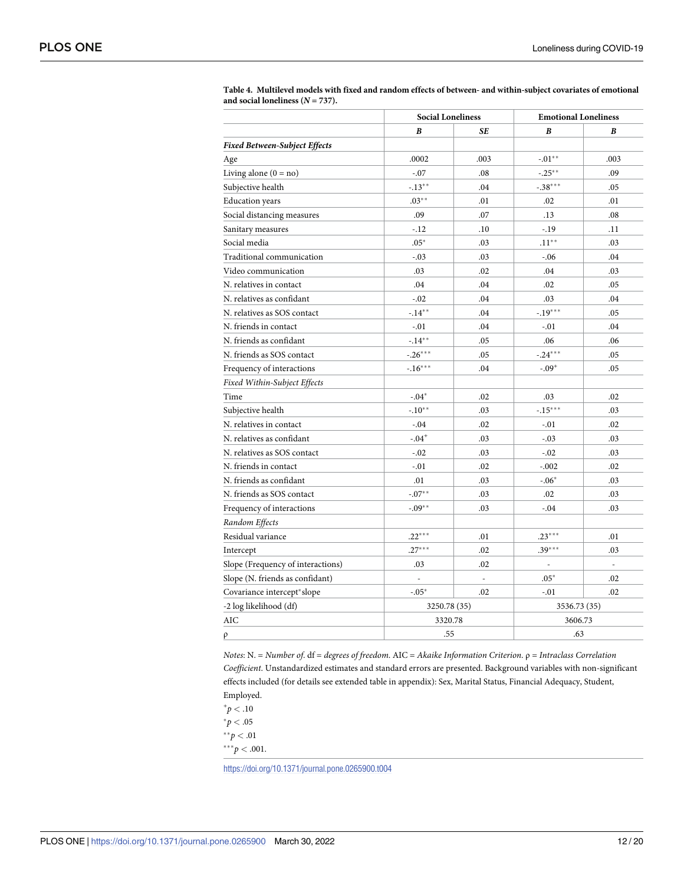**Table 4. Multilevel models with fixed and random effects of between- and within-subject covariates of emotional and social loneliness (*N* = 737).**

| | Social Loneliness | | Emotional Loneliness | |
|---|---|---|---|---|
| | ***B*** | ***SE*** | ***B*** | ***B*** |
| ***Fixed Between-Subject Effects*** | | | | |
| Age | .0002 | .003 | -.01** | .003 |
| Living alone (0 = no) | -.07 | .08 | -.25** | .09 |
| Subjective health | -.13** | .04 | -.38*** | .05 |
| Education years | .03** | .01 | .02 | .01 |
| Social distancing measures | .09 | .07 | .13 | .08 |
| Sanitary measures | -.12 | .10 | -.19 | .11 |
| Social media | .05* | .03 | .11** | .03 |
| Traditional communication | -.03 | .03 | -.06 | .04 |
| Video communication | .03 | .02 | .04 | .03 |
| N. relatives in contact | .04 | .04 | .02 | .05 |
| N. relatives as confidant | -.02 | .04 | .03 | .04 |
| N. relatives as SOS contact | -.14** | .04 | -.19*** | .05 |
| N. friends in contact | -.01 | .04 | -.01 | .04 |
| N. friends as confidant | -.14** | .05 | .06 | .06 |
| N. friends as SOS contact | -.26*** | .05 | -.24*** | .05 |
| Frequency of interactions | -.16*** | .04 | -.09+ | .05 |
| *Fixed Within-Subject Effects* | | | | |
| Time | -.04* | .02 | .03 | .02 |
| Subjective health | -.10** | .03 | -.15*** | .03 |
| N. relatives in contact | -.04 | .02 | -.01 | .02 |
| N. relatives as confidant | -.04+ | .03 | -.03 | .03 |
| N. relatives as SOS contact | -.02 | .03 | -.02 | .03 |
| N. friends in contact | -.01 | .02 | -.002 | .02 |
| N. friends as confidant | .01 | .03 | -.06* | .03 |
| N. friends as SOS contact | -.07** | .03 | .02 | .03 |
| Frequency of interactions | -.09** | .03 | -.04 | .03 |
| *Random Effects* | | | | |
| Residual variance | .22*** | .01 | .23*** | .01 |
| Intercept | .27*** | .02 | .39*** | .03 |
| Slope (Frequency of interactions) | .03 | .02 | - | - |
| Slope (N. friends as confidant) | - | - | .05* | .02 |
| Covariance intercept*slope | -.05* | .02 | -.01 | .02 |
| -2 log likelihood (df) | 3250.78 (35) | | 3536.73 (35) | |
| AIC | 3320.78 | | 3606.73 | |
| ρ | .55 | | .63 | |

*Notes*: N. = *Number of*. df = *degrees of freedom*. AIC = *Akaike Information Criterion*. ρ = *Intraclass Correlation Coefficient*. Unstandardized estimates and standard errors are presented. Background variables with non-significant effects included (for details see extended table in appendix): Sex, Marital Status, Financial Adequacy, Student, Employed.

+$p < .10$

*$p < .05$

**$p < .01$

***$p < .001$.

https://doi.org/10.1371/journal.pone.0265900.t004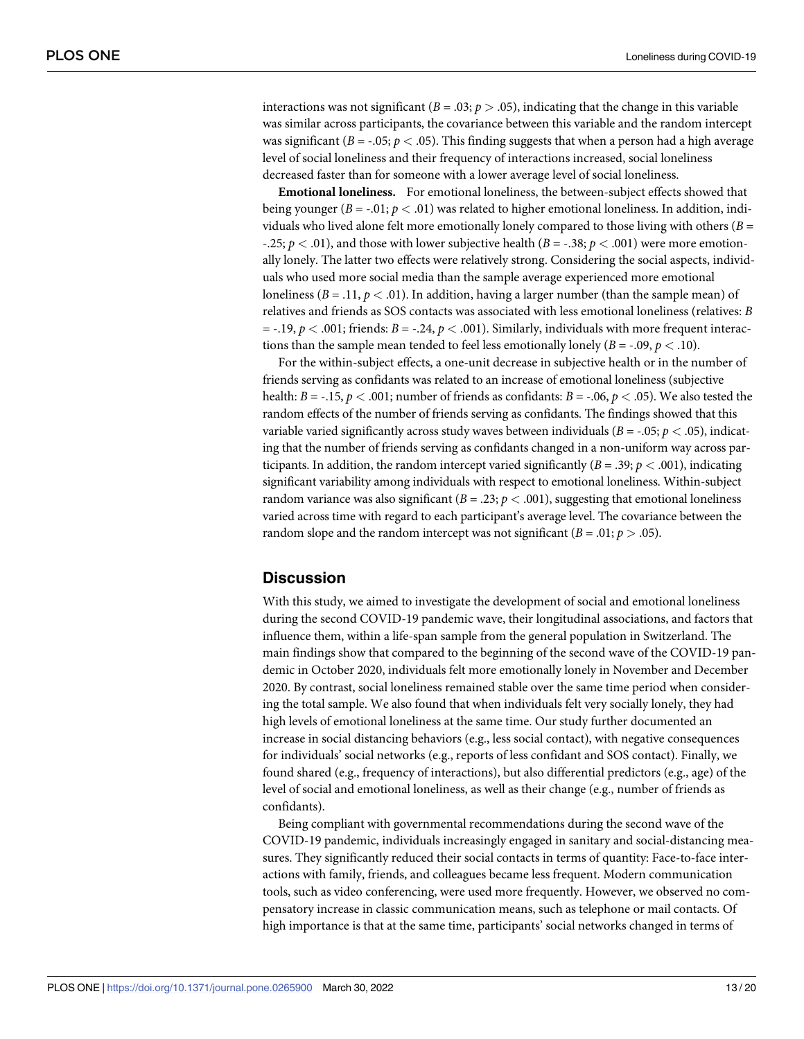interactions was not significant ($B = .03$; $p > .05$), indicating that the change in this variable was similar across participants, the covariance between this variable and the random intercept was significant ($B = -.05$; $p < .05$). This finding suggests that when a person had a high average level of social loneliness and their frequency of interactions increased, social loneliness decreased faster than for someone with a lower average level of social loneliness.

**Emotional loneliness.** For emotional loneliness, the between-subject effects showed that being younger ($B = -.01$; $p < .01$) was related to higher emotional loneliness. In addition, individuals who lived alone felt more emotionally lonely compared to those living with others ($B = -.25$; $p < .01$), and those with lower subjective health ($B = -.38$; $p < .001$) were more emotionally lonely. The latter two effects were relatively strong. Considering the social aspects, individuals who used more social media than the sample average experienced more emotional loneliness ($B = .11$, $p < .01$). In addition, having a larger number (than the sample mean) of relatives and friends as SOS contacts was associated with less emotional loneliness (relatives: $B = -.19$, $p < .001$; friends: $B = -.24$, $p < .001$). Similarly, individuals with more frequent interactions than the sample mean tended to feel less emotionally lonely ($B = -.09$, $p < .10$).

For the within-subject effects, a one-unit decrease in subjective health or in the number of friends serving as confidants was related to an increase of emotional loneliness (subjective health: $B = -.15$, $p < .001$; number of friends as confidants: $B = -.06$, $p < .05$). We also tested the random effects of the number of friends serving as confidants. The findings showed that this variable varied significantly across study waves between individuals ($B = -.05$; $p < .05$), indicating that the number of friends serving as confidants changed in a non-uniform way across participants. In addition, the random intercept varied significantly ($B = .39$; $p < .001$), indicating significant variability among individuals with respect to emotional loneliness. Within-subject random variance was also significant ($B = .23$; $p < .001$), suggesting that emotional loneliness varied across time with regard to each participant's average level. The covariance between the random slope and the random intercept was not significant ($B = .01$; $p > .05$).

## Discussion

With this study, we aimed to investigate the development of social and emotional loneliness during the second COVID-19 pandemic wave, their longitudinal associations, and factors that influence them, within a life-span sample from the general population in Switzerland. The main findings show that compared to the beginning of the second wave of the COVID-19 pandemic in October 2020, individuals felt more emotionally lonely in November and December 2020. By contrast, social loneliness remained stable over the same time period when considering the total sample. We also found that when individuals felt very socially lonely, they had high levels of emotional loneliness at the same time. Our study further documented an increase in social distancing behaviors (e.g., less social contact), with negative consequences for individuals' social networks (e.g., reports of less confidant and SOS contact). Finally, we found shared (e.g., frequency of interactions), but also differential predictors (e.g., age) of the level of social and emotional loneliness, as well as their change (e.g., number of friends as confidants).

Being compliant with governmental recommendations during the second wave of the COVID-19 pandemic, individuals increasingly engaged in sanitary and social-distancing measures. They significantly reduced their social contacts in terms of quantity: Face-to-face interactions with family, friends, and colleagues became less frequent. Modern communication tools, such as video conferencing, were used more frequently. However, we observed no compensatory increase in classic communication means, such as telephone or mail contacts. Of high importance is that at the same time, participants' social networks changed in terms of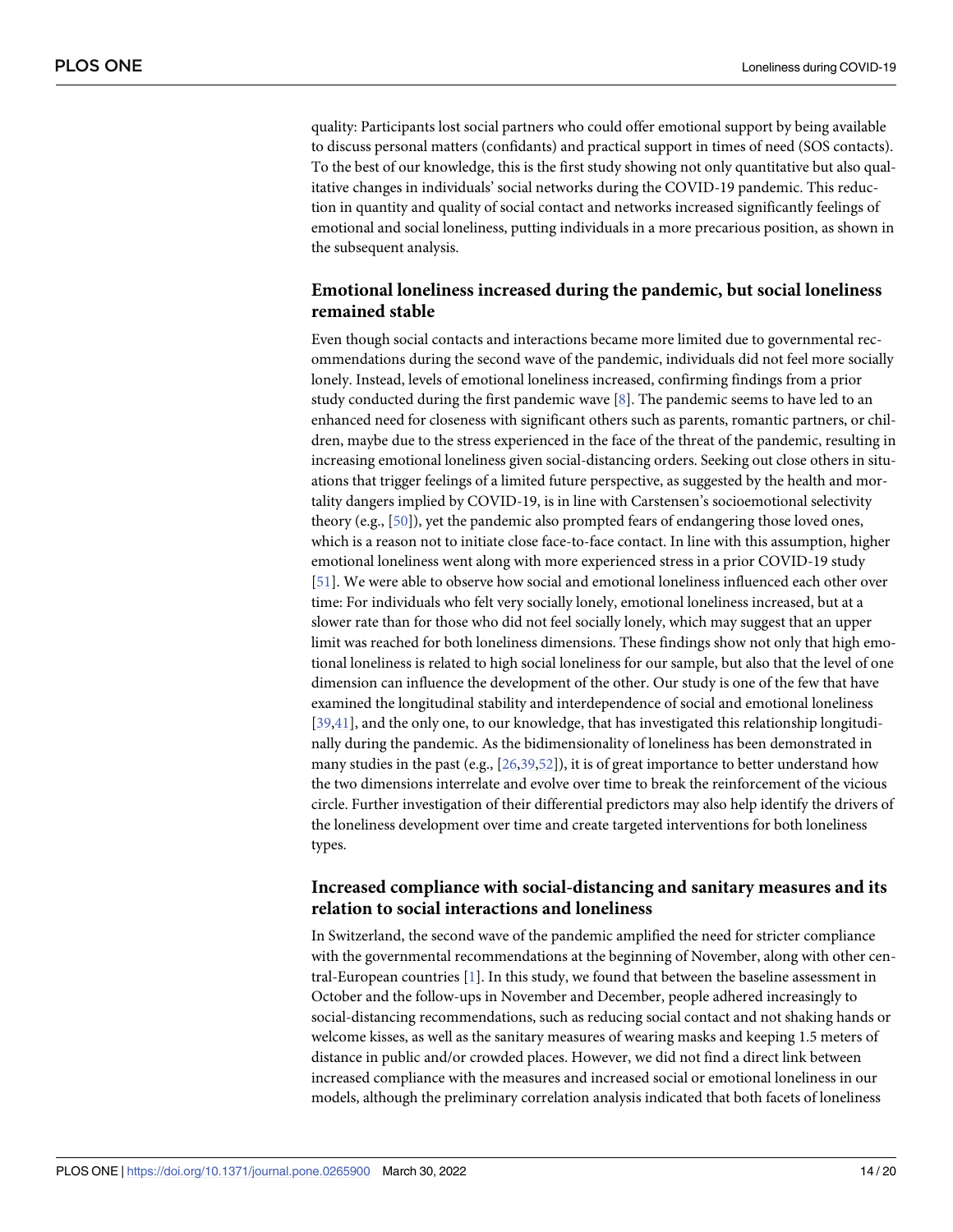quality: Participants lost social partners who could offer emotional support by being available to discuss personal matters (confidants) and practical support in times of need (SOS contacts). To the best of our knowledge, this is the first study showing not only quantitative but also qualitative changes in individuals' social networks during the COVID-19 pandemic. This reduction in quantity and quality of social contact and networks increased significantly feelings of emotional and social loneliness, putting individuals in a more precarious position, as shown in the subsequent analysis.

### Emotional loneliness increased during the pandemic, but social loneliness remained stable

Even though social contacts and interactions became more limited due to governmental recommendations during the second wave of the pandemic, individuals did not feel more socially lonely. Instead, levels of emotional loneliness increased, confirming findings from a prior study conducted during the first pandemic wave [8]. The pandemic seems to have led to an enhanced need for closeness with significant others such as parents, romantic partners, or children, maybe due to the stress experienced in the face of the threat of the pandemic, resulting in increasing emotional loneliness given social-distancing orders. Seeking out close others in situations that trigger feelings of a limited future perspective, as suggested by the health and mortality dangers implied by COVID-19, is in line with Carstensen's socioemotional selectivity theory (e.g., [50]), yet the pandemic also prompted fears of endangering those loved ones, which is a reason not to initiate close face-to-face contact. In line with this assumption, higher emotional loneliness went along with more experienced stress in a prior COVID-19 study [51]. We were able to observe how social and emotional loneliness influenced each other over time: For individuals who felt very socially lonely, emotional loneliness increased, but at a slower rate than for those who did not feel socially lonely, which may suggest that an upper limit was reached for both loneliness dimensions. These findings show not only that high emotional loneliness is related to high social loneliness for our sample, but also that the level of one dimension can influence the development of the other. Our study is one of the few that have examined the longitudinal stability and interdependence of social and emotional loneliness [39,41], and the only one, to our knowledge, that has investigated this relationship longitudinally during the pandemic. As the bidimensionality of loneliness has been demonstrated in many studies in the past (e.g., [26,39,52]), it is of great importance to better understand how the two dimensions interrelate and evolve over time to break the reinforcement of the vicious circle. Further investigation of their differential predictors may also help identify the drivers of the loneliness development over time and create targeted interventions for both loneliness types.

### Increased compliance with social-distancing and sanitary measures and its relation to social interactions and loneliness

In Switzerland, the second wave of the pandemic amplified the need for stricter compliance with the governmental recommendations at the beginning of November, along with other central-European countries [1]. In this study, we found that between the baseline assessment in October and the follow-ups in November and December, people adhered increasingly to social-distancing recommendations, such as reducing social contact and not shaking hands or welcome kisses, as well as the sanitary measures of wearing masks and keeping 1.5 meters of distance in public and/or crowded places. However, we did not find a direct link between increased compliance with the measures and increased social or emotional loneliness in our models, although the preliminary correlation analysis indicated that both facets of loneliness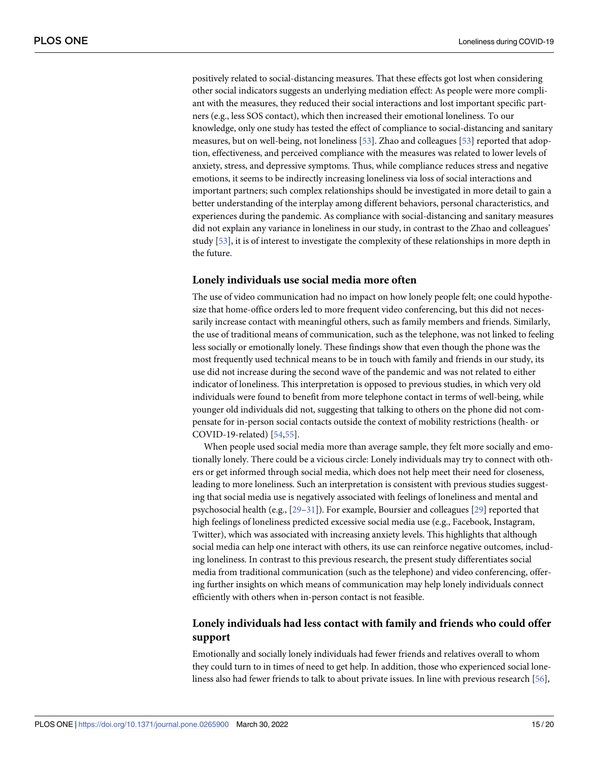positively related to social-distancing measures. That these effects got lost when considering other social indicators suggests an underlying mediation effect: As people were more compliant with the measures, they reduced their social interactions and lost important specific partners (e.g., less SOS contact), which then increased their emotional loneliness. To our knowledge, only one study has tested the effect of compliance to social-distancing and sanitary measures, but on well-being, not loneliness [53]. Zhao and colleagues [53] reported that adoption, effectiveness, and perceived compliance with the measures was related to lower levels of anxiety, stress, and depressive symptoms. Thus, while compliance reduces stress and negative emotions, it seems to be indirectly increasing loneliness via loss of social interactions and important partners; such complex relationships should be investigated in more detail to gain a better understanding of the interplay among different behaviors, personal characteristics, and experiences during the pandemic. As compliance with social-distancing and sanitary measures did not explain any variance in loneliness in our study, in contrast to the Zhao and colleagues' study [53], it is of interest to investigate the complexity of these relationships in more depth in the future.

## Lonely individuals use social media more often

The use of video communication had no impact on how lonely people felt; one could hypothesize that home-office orders led to more frequent video conferencing, but this did not necessarily increase contact with meaningful others, such as family members and friends. Similarly, the use of traditional means of communication, such as the telephone, was not linked to feeling less socially or emotionally lonely. These findings show that even though the phone was the most frequently used technical means to be in touch with family and friends in our study, its use did not increase during the second wave of the pandemic and was not related to either indicator of loneliness. This interpretation is opposed to previous studies, in which very old individuals were found to benefit from more telephone contact in terms of well-being, while younger old individuals did not, suggesting that talking to others on the phone did not compensate for in-person social contacts outside the context of mobility restrictions (health- or COVID-19-related) [54,55].

When people used social media more than average sample, they felt more socially and emotionally lonely. There could be a vicious circle: Lonely individuals may try to connect with others or get informed through social media, which does not help meet their need for closeness, leading to more loneliness. Such an interpretation is consistent with previous studies suggesting that social media use is negatively associated with feelings of loneliness and mental and psychosocial health (e.g., [29–31]). For example, Boursier and colleagues [29] reported that high feelings of loneliness predicted excessive social media use (e.g., Facebook, Instagram, Twitter), which was associated with increasing anxiety levels. This highlights that although social media can help one interact with others, its use can reinforce negative outcomes, including loneliness. In contrast to this previous research, the present study differentiates social media from traditional communication (such as the telephone) and video conferencing, offering further insights on which means of communication may help lonely individuals connect efficiently with others when in-person contact is not feasible.

## Lonely individuals had less contact with family and friends who could offer support

Emotionally and socially lonely individuals had fewer friends and relatives overall to whom they could turn to in times of need to get help. In addition, those who experienced social loneliness also had fewer friends to talk to about private issues. In line with previous research [56],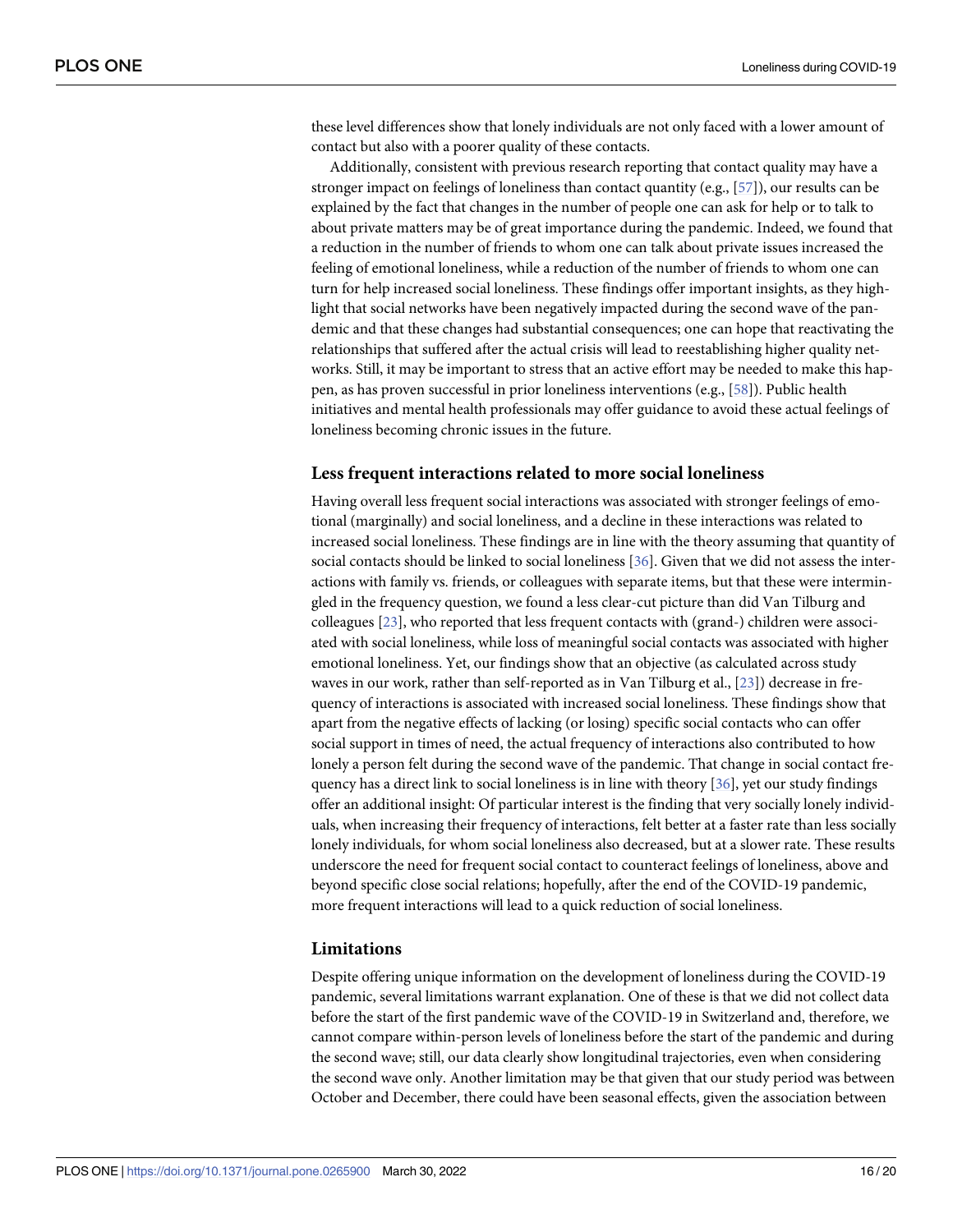these level differences show that lonely individuals are not only faced with a lower amount of contact but also with a poorer quality of these contacts.

Additionally, consistent with previous research reporting that contact quality may have a stronger impact on feelings of loneliness than contact quantity (e.g., [57]), our results can be explained by the fact that changes in the number of people one can ask for help or to talk to about private matters may be of great importance during the pandemic. Indeed, we found that a reduction in the number of friends to whom one can talk about private issues increased the feeling of emotional loneliness, while a reduction of the number of friends to whom one can turn for help increased social loneliness. These findings offer important insights, as they highlight that social networks have been negatively impacted during the second wave of the pandemic and that these changes had substantial consequences; one can hope that reactivating the relationships that suffered after the actual crisis will lead to reestablishing higher quality networks. Still, it may be important to stress that an active effort may be needed to make this happen, as has proven successful in prior loneliness interventions (e.g., [58]). Public health initiatives and mental health professionals may offer guidance to avoid these actual feelings of loneliness becoming chronic issues in the future.

## Less frequent interactions related to more social loneliness

Having overall less frequent social interactions was associated with stronger feelings of emotional (marginally) and social loneliness, and a decline in these interactions was related to increased social loneliness. These findings are in line with the theory assuming that quantity of social contacts should be linked to social loneliness [36]. Given that we did not assess the interactions with family vs. friends, or colleagues with separate items, but that these were intermingled in the frequency question, we found a less clear-cut picture than did Van Tilburg and colleagues [23], who reported that less frequent contacts with (grand-) children were associated with social loneliness, while loss of meaningful social contacts was associated with higher emotional loneliness. Yet, our findings show that an objective (as calculated across study waves in our work, rather than self-reported as in Van Tilburg et al., [23]) decrease in frequency of interactions is associated with increased social loneliness. These findings show that apart from the negative effects of lacking (or losing) specific social contacts who can offer social support in times of need, the actual frequency of interactions also contributed to how lonely a person felt during the second wave of the pandemic. That change in social contact frequency has a direct link to social loneliness is in line with theory [36], yet our study findings offer an additional insight: Of particular interest is the finding that very socially lonely individuals, when increasing their frequency of interactions, felt better at a faster rate than less socially lonely individuals, for whom social loneliness also decreased, but at a slower rate. These results underscore the need for frequent social contact to counteract feelings of loneliness, above and beyond specific close social relations; hopefully, after the end of the COVID-19 pandemic, more frequent interactions will lead to a quick reduction of social loneliness.

## Limitations

Despite offering unique information on the development of loneliness during the COVID-19 pandemic, several limitations warrant explanation. One of these is that we did not collect data before the start of the first pandemic wave of the COVID-19 in Switzerland and, therefore, we cannot compare within-person levels of loneliness before the start of the pandemic and during the second wave; still, our data clearly show longitudinal trajectories, even when considering the second wave only. Another limitation may be that given that our study period was between October and December, there could have been seasonal effects, given the association between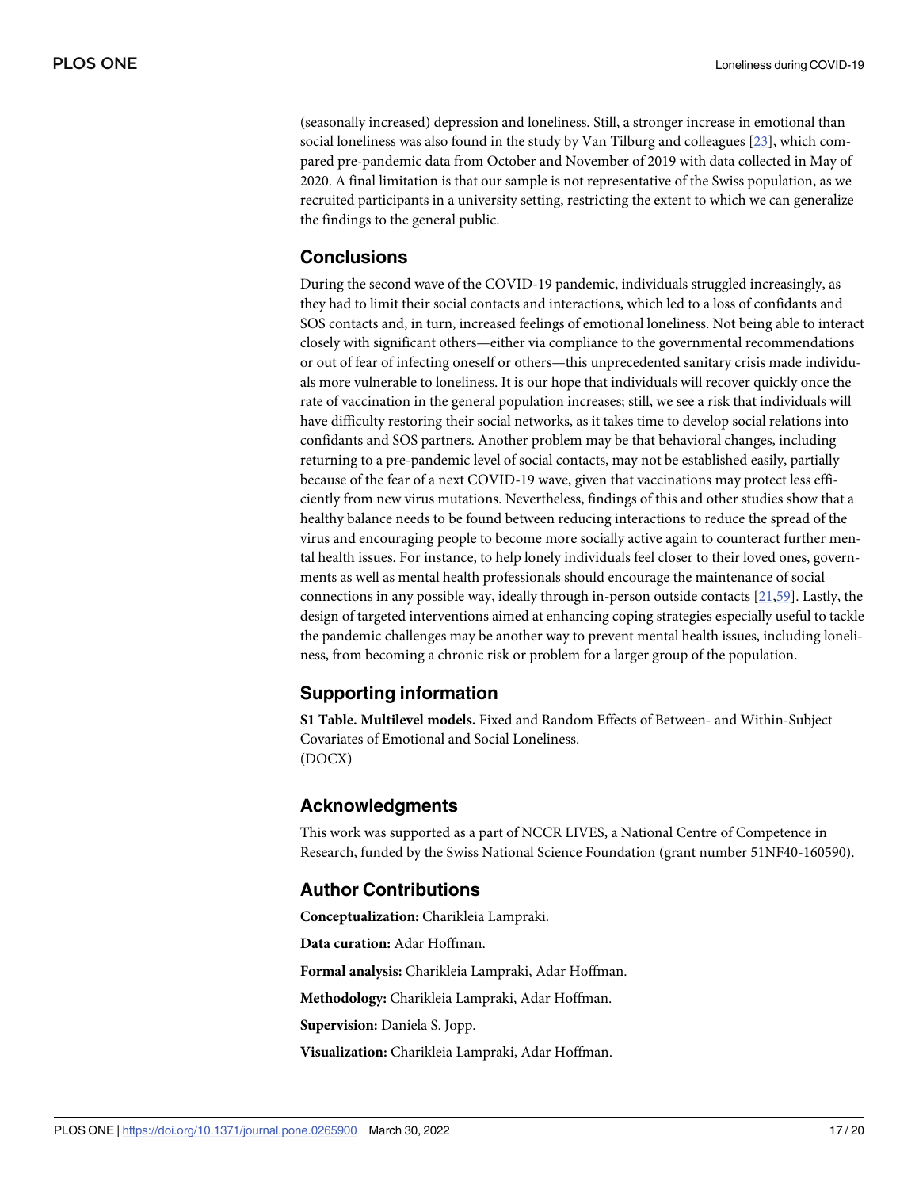(seasonally increased) depression and loneliness. Still, a stronger increase in emotional than social loneliness was also found in the study by Van Tilburg and colleagues [23], which compared pre-pandemic data from October and November of 2019 with data collected in May of 2020. A final limitation is that our sample is not representative of the Swiss population, as we recruited participants in a university setting, restricting the extent to which we can generalize the findings to the general public.

## Conclusions

During the second wave of the COVID-19 pandemic, individuals struggled increasingly, as they had to limit their social contacts and interactions, which led to a loss of confidants and SOS contacts and, in turn, increased feelings of emotional loneliness. Not being able to interact closely with significant others—either via compliance to the governmental recommendations or out of fear of infecting oneself or others—this unprecedented sanitary crisis made individuals more vulnerable to loneliness. It is our hope that individuals will recover quickly once the rate of vaccination in the general population increases; still, we see a risk that individuals will have difficulty restoring their social networks, as it takes time to develop social relations into confidants and SOS partners. Another problem may be that behavioral changes, including returning to a pre-pandemic level of social contacts, may not be established easily, partially because of the fear of a next COVID-19 wave, given that vaccinations may protect less efficiently from new virus mutations. Nevertheless, findings of this and other studies show that a healthy balance needs to be found between reducing interactions to reduce the spread of the virus and encouraging people to become more socially active again to counteract further mental health issues. For instance, to help lonely individuals feel closer to their loved ones, governments as well as mental health professionals should encourage the maintenance of social connections in any possible way, ideally through in-person outside contacts [21,59]. Lastly, the design of targeted interventions aimed at enhancing coping strategies especially useful to tackle the pandemic challenges may be another way to prevent mental health issues, including loneliness, from becoming a chronic risk or problem for a larger group of the population.

## Supporting information

**S1 Table. Multilevel models.** Fixed and Random Effects of Between- and Within-Subject Covariates of Emotional and Social Loneliness.
(DOCX)

## Acknowledgments

This work was supported as a part of NCCR LIVES, a National Centre of Competence in Research, funded by the Swiss National Science Foundation (grant number 51NF40-160590).

## Author Contributions

**Conceptualization:** Charikleia Lampraki.

**Data curation:** Adar Hoffman.

**Formal analysis:** Charikleia Lampraki, Adar Hoffman.

**Methodology:** Charikleia Lampraki, Adar Hoffman.

**Supervision:** Daniela S. Jopp.

**Visualization:** Charikleia Lampraki, Adar Hoffman.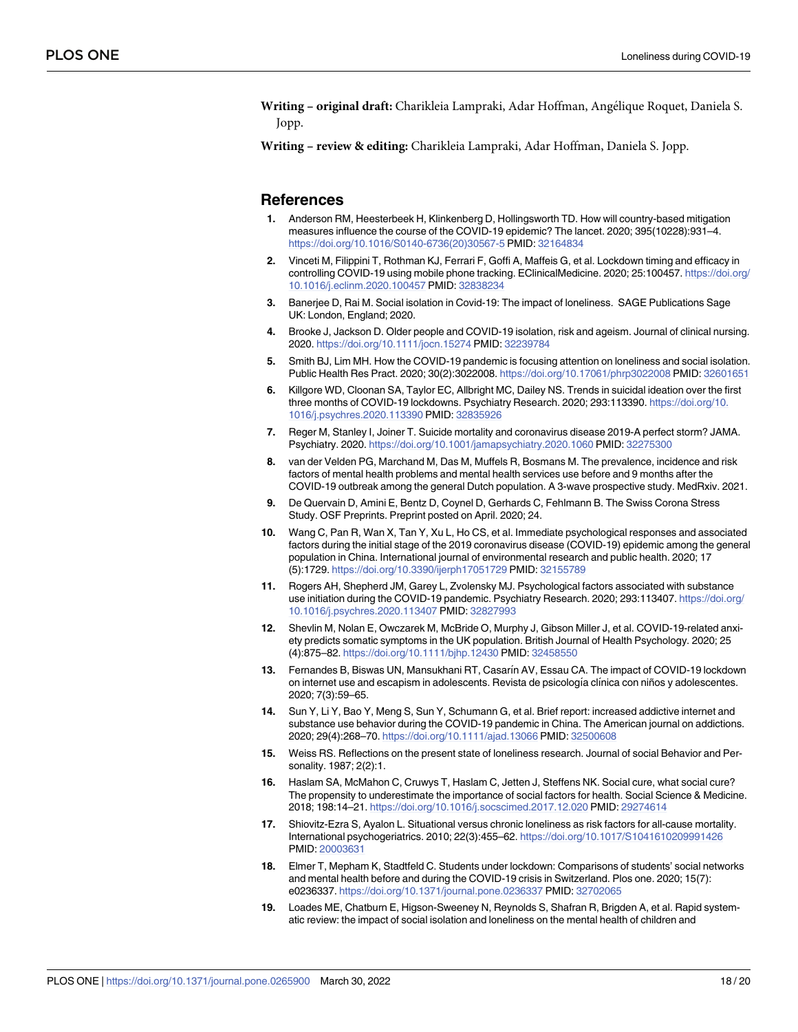**Writing – original draft:** Charikleia Lampraki, Adar Hoffman, Angélique Roquet, Daniela S. Jopp.

**Writing – review & editing:** Charikleia Lampraki, Adar Hoffman, Daniela S. Jopp.

## References

1. Anderson RM, Heesterbeek H, Klinkenberg D, Hollingsworth TD. How will country-based mitigation measures influence the course of the COVID-19 epidemic? The lancet. 2020; 395(10228):931–4. https://doi.org/10.1016/S0140-6736(20)30567-5 PMID: 32164834

2. Vinceti M, Filippini T, Rothman KJ, Ferrari F, Goffi A, Maffeis G, et al. Lockdown timing and efficacy in controlling COVID-19 using mobile phone tracking. EClinicalMedicine. 2020; 25:100457. https://doi.org/10.1016/j.eclinm.2020.100457 PMID: 32838234

3. Banerjee D, Rai M. Social isolation in Covid-19: The impact of loneliness. SAGE Publications Sage UK: London, England; 2020.

4. Brooke J, Jackson D. Older people and COVID-19 isolation, risk and ageism. Journal of clinical nursing. 2020. https://doi.org/10.1111/jocn.15274 PMID: 32239784

5. Smith BJ, Lim MH. How the COVID-19 pandemic is focusing attention on loneliness and social isolation. Public Health Res Pract. 2020; 30(2):3022008. https://doi.org/10.17061/phrp3022008 PMID: 32601651

6. Killgore WD, Cloonan SA, Taylor EC, Allbright MC, Dailey NS. Trends in suicidal ideation over the first three months of COVID-19 lockdowns. Psychiatry Research. 2020; 293:113390. https://doi.org/10.1016/j.psychres.2020.113390 PMID: 32835926

7. Reger M, Stanley I, Joiner T. Suicide mortality and coronavirus disease 2019-A perfect storm? JAMA. Psychiatry. 2020. https://doi.org/10.1001/jamapsychiatry.2020.1060 PMID: 32275300

8. van der Velden PG, Marchand M, Das M, Muffels R, Bosmans M. The prevalence, incidence and risk factors of mental health problems and mental health services use before and 9 months after the COVID-19 outbreak among the general Dutch population. A 3-wave prospective study. MedRxiv. 2021.

9. De Quervain D, Amini E, Bentz D, Coynel D, Gerhards C, Fehlmann B. The Swiss Corona Stress Study. OSF Preprints. Preprint posted on April. 2020; 24.

10. Wang C, Pan R, Wan X, Tan Y, Xu L, Ho CS, et al. Immediate psychological responses and associated factors during the initial stage of the 2019 coronavirus disease (COVID-19) epidemic among the general population in China. International journal of environmental research and public health. 2020; 17 (5):1729. https://doi.org/10.3390/ijerph17051729 PMID: 32155789

11. Rogers AH, Shepherd JM, Garey L, Zvolensky MJ. Psychological factors associated with substance use initiation during the COVID-19 pandemic. Psychiatry Research. 2020; 293:113407. https://doi.org/10.1016/j.psychres.2020.113407 PMID: 32827993

12. Shevlin M, Nolan E, Owczarek M, McBride O, Murphy J, Gibson Miller J, et al. COVID-19-related anxiety predicts somatic symptoms in the UK population. British Journal of Health Psychology. 2020; 25 (4):875–82. https://doi.org/10.1111/bjhp.12430 PMID: 32458550

13. Fernandes B, Biswas UN, Mansukhani RT, Casarín AV, Essau CA. The impact of COVID-19 lockdown on internet use and escapism in adolescents. Revista de psicología clínica con niños y adolescentes. 2020; 7(3):59–65.

14. Sun Y, Li Y, Bao Y, Meng S, Sun Y, Schumann G, et al. Brief report: increased addictive internet and substance use behavior during the COVID-19 pandemic in China. The American journal on addictions. 2020; 29(4):268–70. https://doi.org/10.1111/ajad.13066 PMID: 32500608

15. Weiss RS. Reflections on the present state of loneliness research. Journal of social Behavior and Personality. 1987; 2(2):1.

16. Haslam SA, McMahon C, Cruwys T, Haslam C, Jetten J, Steffens NK. Social cure, what social cure? The propensity to underestimate the importance of social factors for health. Social Science & Medicine. 2018; 198:14–21. https://doi.org/10.1016/j.socscimed.2017.12.020 PMID: 29274614

17. Shiovitz-Ezra S, Ayalon L. Situational versus chronic loneliness as risk factors for all-cause mortality. International psychogeriatrics. 2010; 22(3):455–62. https://doi.org/10.1017/S1041610209991426 PMID: 20003631

18. Elmer T, Mepham K, Stadtfeld C. Students under lockdown: Comparisons of students' social networks and mental health before and during the COVID-19 crisis in Switzerland. Plos one. 2020; 15(7): e0236337. https://doi.org/10.1371/journal.pone.0236337 PMID: 32702065

19. Loades ME, Chatburn E, Higson-Sweeney N, Reynolds S, Shafran R, Brigden A, et al. Rapid systematic review: the impact of social isolation and loneliness on the mental health of children and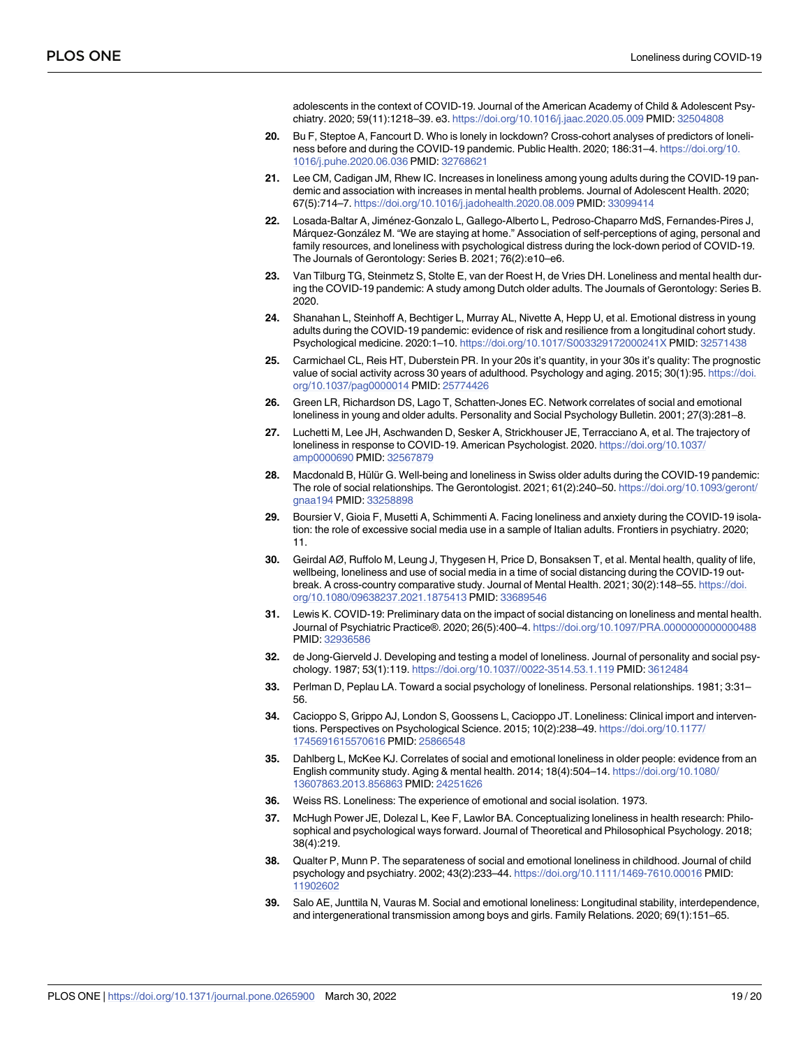adolescents in the context of COVID-19. Journal of the American Academy of Child & Adolescent Psychiatry. 2020; 59(11):1218–39. e3. https://doi.org/10.1016/j.jaac.2020.05.009 PMID: 32504808

20. Bu F, Steptoe A, Fancourt D. Who is lonely in lockdown? Cross-cohort analyses of predictors of loneliness before and during the COVID-19 pandemic. Public Health. 2020; 186:31–4. https://doi.org/10.1016/j.puhe.2020.06.036 PMID: 32768621

21. Lee CM, Cadigan JM, Rhew IC. Increases in loneliness among young adults during the COVID-19 pandemic and association with increases in mental health problems. Journal of Adolescent Health. 2020; 67(5):714–7. https://doi.org/10.1016/j.jadohealth.2020.08.009 PMID: 33099414

22. Losada-Baltar A, Jiménez-Gonzalo L, Gallego-Alberto L, Pedroso-Chaparro MdS, Fernandes-Pires J, Márquez-González M. "We are staying at home." Association of self-perceptions of aging, personal and family resources, and loneliness with psychological distress during the lock-down period of COVID-19. The Journals of Gerontology: Series B. 2021; 76(2):e10–e6.

23. Van Tilburg TG, Steinmetz S, Stolte E, van der Roest H, de Vries DH. Loneliness and mental health during the COVID-19 pandemic: A study among Dutch older adults. The Journals of Gerontology: Series B. 2020.

24. Shanahan L, Steinhoff A, Bechtiger L, Murray AL, Nivette A, Hepp U, et al. Emotional distress in young adults during the COVID-19 pandemic: evidence of risk and resilience from a longitudinal cohort study. Psychological medicine. 2020:1–10. https://doi.org/10.1017/S003329172000241X PMID: 32571438

25. Carmichael CL, Reis HT, Duberstein PR. In your 20s it's quantity, in your 30s it's quality: The prognostic value of social activity across 30 years of adulthood. Psychology and aging. 2015; 30(1):95. https://doi.org/10.1037/pag0000014 PMID: 25774426

26. Green LR, Richardson DS, Lago T, Schatten-Jones EC. Network correlates of social and emotional loneliness in young and older adults. Personality and Social Psychology Bulletin. 2001; 27(3):281–8.

27. Luchetti M, Lee JH, Aschwanden D, Sesker A, Strickhouser JE, Terracciano A, et al. The trajectory of loneliness in response to COVID-19. American Psychologist. 2020. https://doi.org/10.1037/amp0000690 PMID: 32567879

28. Macdonald B, Hülür G. Well-being and loneliness in Swiss older adults during the COVID-19 pandemic: The role of social relationships. The Gerontologist. 2021; 61(2):240–50. https://doi.org/10.1093/geront/gnaa194 PMID: 33258898

29. Boursier V, Gioia F, Musetti A, Schimmenti A. Facing loneliness and anxiety during the COVID-19 isolation: the role of excessive social media use in a sample of Italian adults. Frontiers in psychiatry. 2020; 11.

30. Geirdal AØ, Ruffolo M, Leung J, Thygesen H, Price D, Bonsaksen T, et al. Mental health, quality of life, wellbeing, loneliness and use of social media in a time of social distancing during the COVID-19 outbreak. A cross-country comparative study. Journal of Mental Health. 2021; 30(2):148–55. https://doi.org/10.1080/09638237.2021.1875413 PMID: 33689546

31. Lewis K. COVID-19: Preliminary data on the impact of social distancing on loneliness and mental health. Journal of Psychiatric Practice®. 2020; 26(5):400–4. https://doi.org/10.1097/PRA.0000000000000488 PMID: 32936586

32. de Jong-Gierveld J. Developing and testing a model of loneliness. Journal of personality and social psychology. 1987; 53(1):119. https://doi.org/10.1037//0022-3514.53.1.119 PMID: 3612484

33. Perlman D, Peplau LA. Toward a social psychology of loneliness. Personal relationships. 1981; 3:31–56.

34. Cacioppo S, Grippo AJ, London S, Goossens L, Cacioppo JT. Loneliness: Clinical import and interventions. Perspectives on Psychological Science. 2015; 10(2):238–49. https://doi.org/10.1177/1745691615570616 PMID: 25866548

35. Dahlberg L, McKee KJ. Correlates of social and emotional loneliness in older people: evidence from an English community study. Aging & mental health. 2014; 18(4):504–14. https://doi.org/10.1080/13607863.2013.856863 PMID: 24251626

36. Weiss RS. Loneliness: The experience of emotional and social isolation. 1973.

37. McHugh Power JE, Dolezal L, Kee F, Lawlor BA. Conceptualizing loneliness in health research: Philosophical and psychological ways forward. Journal of Theoretical and Philosophical Psychology. 2018; 38(4):219.

38. Qualter P, Munn P. The separateness of social and emotional loneliness in childhood. Journal of child psychology and psychiatry. 2002; 43(2):233–44. https://doi.org/10.1111/1469-7610.00016 PMID: 11902602

39. Salo AE, Junttila N, Vauras M. Social and emotional loneliness: Longitudinal stability, interdependence, and intergenerational transmission among boys and girls. Family Relations. 2020; 69(1):151–65.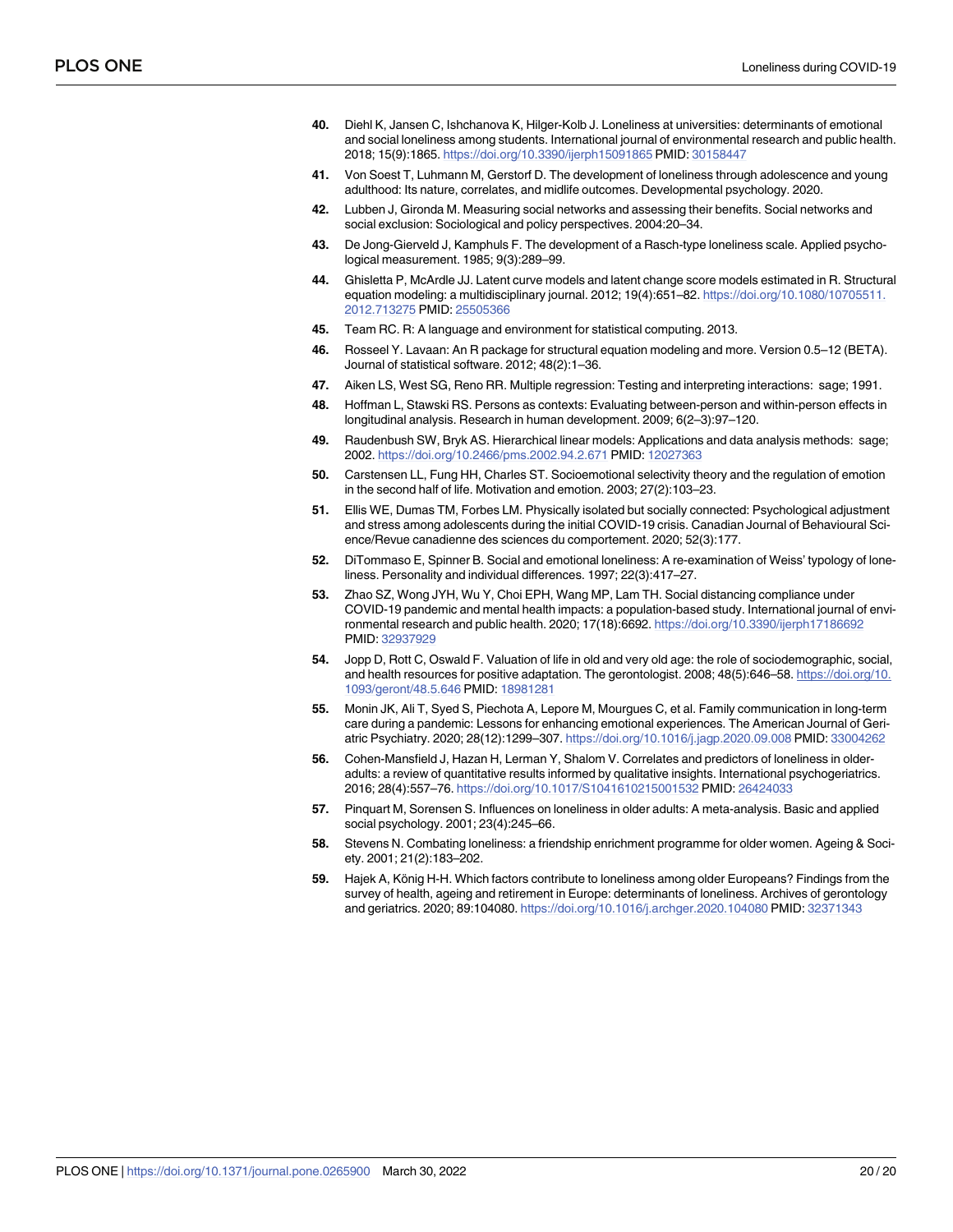40. Diehl K, Jansen C, Ishchanova K, Hilger-Kolb J. Loneliness at universities: determinants of emotional and social loneliness among students. International journal of environmental research and public health. 2018; 15(9):1865. https://doi.org/10.3390/ijerph15091865 PMID: 30158447

41. Von Soest T, Luhmann M, Gerstorf D. The development of loneliness through adolescence and young adulthood: Its nature, correlates, and midlife outcomes. Developmental psychology. 2020.

42. Lubben J, Gironda M. Measuring social networks and assessing their benefits. Social networks and social exclusion: Sociological and policy perspectives. 2004:20–34.

43. De Jong-Gierveld J, Kamphuls F. The development of a Rasch-type loneliness scale. Applied psychological measurement. 1985; 9(3):289–99.

44. Ghisletta P, McArdle JJ. Latent curve models and latent change score models estimated in R. Structural equation modeling: a multidisciplinary journal. 2012; 19(4):651–82. https://doi.org/10.1080/10705511.2012.713275 PMID: 25505366

45. Team RC. R: A language and environment for statistical computing. 2013.

46. Rosseel Y. Lavaan: An R package for structural equation modeling and more. Version 0.5–12 (BETA). Journal of statistical software. 2012; 48(2):1–36.

47. Aiken LS, West SG, Reno RR. Multiple regression: Testing and interpreting interactions: sage; 1991.

48. Hoffman L, Stawski RS. Persons as contexts: Evaluating between-person and within-person effects in longitudinal analysis. Research in human development. 2009; 6(2–3):97–120.

49. Raudenbush SW, Bryk AS. Hierarchical linear models: Applications and data analysis methods: sage; 2002. https://doi.org/10.2466/pms.2002.94.2.671 PMID: 12027363

50. Carstensen LL, Fung HH, Charles ST. Socioemotional selectivity theory and the regulation of emotion in the second half of life. Motivation and emotion. 2003; 27(2):103–23.

51. Ellis WE, Dumas TM, Forbes LM. Physically isolated but socially connected: Psychological adjustment and stress among adolescents during the initial COVID-19 crisis. Canadian Journal of Behavioural Science/Revue canadienne des sciences du comportement. 2020; 52(3):177.

52. DiTommaso E, Spinner B. Social and emotional loneliness: A re-examination of Weiss' typology of loneliness. Personality and individual differences. 1997; 22(3):417–27.

53. Zhao SZ, Wong JYH, Wu Y, Choi EPH, Wang MP, Lam TH. Social distancing compliance under COVID-19 pandemic and mental health impacts: a population-based study. International journal of environmental research and public health. 2020; 17(18):6692. https://doi.org/10.3390/ijerph17186692 PMID: 32937929

54. Jopp D, Rott C, Oswald F. Valuation of life in old and very old age: the role of sociodemographic, social, and health resources for positive adaptation. The gerontologist. 2008; 48(5):646–58. https://doi.org/10.1093/geront/48.5.646 PMID: 18981281

55. Monin JK, Ali T, Syed S, Piechota A, Lepore M, Mourgues C, et al. Family communication in long-term care during a pandemic: Lessons for enhancing emotional experiences. The American Journal of Geriatric Psychiatry. 2020; 28(12):1299–307. https://doi.org/10.1016/j.jagp.2020.09.008 PMID: 33004262

56. Cohen-Mansfield J, Hazan H, Lerman Y, Shalom V. Correlates and predictors of loneliness in older-adults: a review of quantitative results informed by qualitative insights. International psychogeriatrics. 2016; 28(4):557–76. https://doi.org/10.1017/S1041610215001532 PMID: 26424033

57. Pinquart M, Sorensen S. Influences on loneliness in older adults: A meta-analysis. Basic and applied social psychology. 2001; 23(4):245–66.

58. Stevens N. Combating loneliness: a friendship enrichment programme for older women. Ageing & Society. 2001; 21(2):183–202.

59. Hajek A, König H-H. Which factors contribute to loneliness among older Europeans? Findings from the survey of health, ageing and retirement in Europe: determinants of loneliness. Archives of gerontology and geriatrics. 2020; 89:104080. https://doi.org/10.1016/j.archger.2020.104080 PMID: 32371343